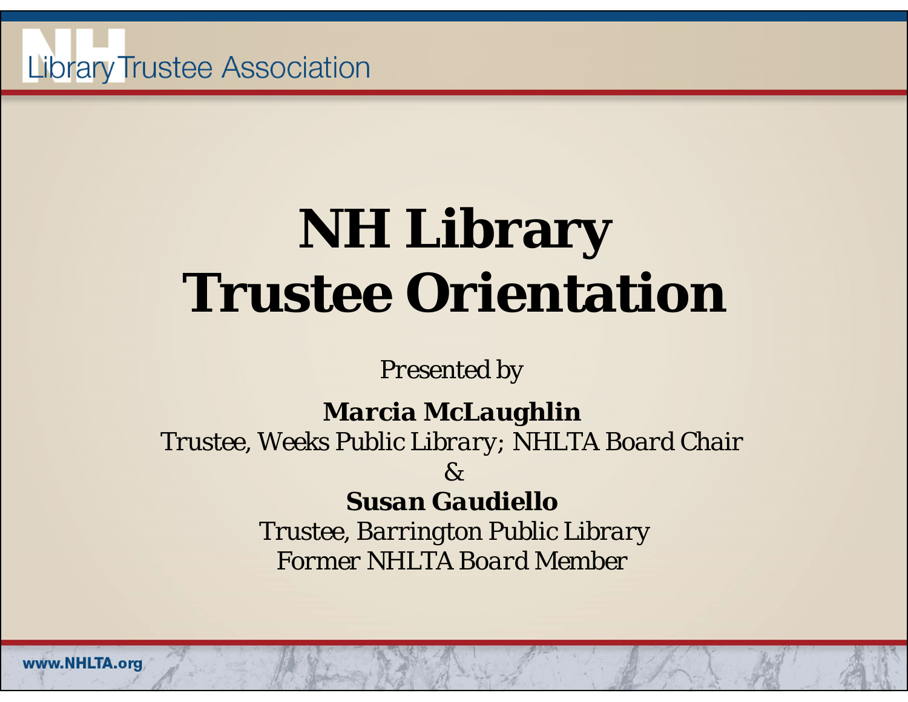# NH Library Trustee Orientation

*Presented by*

**Marcia McLaughlin**
*Trustee, Weeks Public Library; NHLTA Board Chair*

&

**Susan Gaudiello**
*Trustee, Barrington Public Library*
*Former NHLTA Board Member*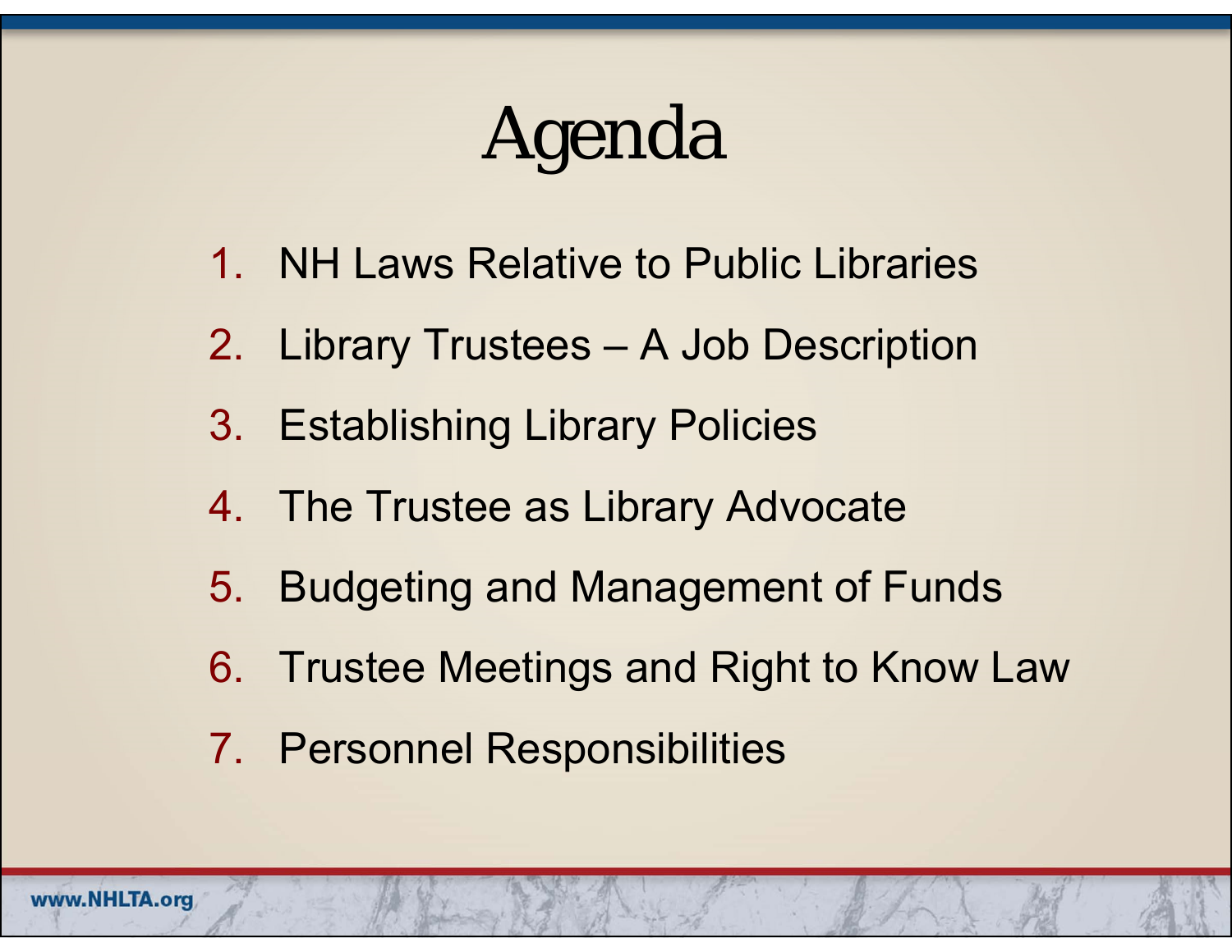# Agenda

1. NH Laws Relative to Public Libraries
2. Library Trustees – A Job Description
3. Establishing Library Policies
4. The Trustee as Library Advocate
5. Budgeting and Management of Funds
6. Trustee Meetings and Right to Know Law
7. Personnel Responsibilities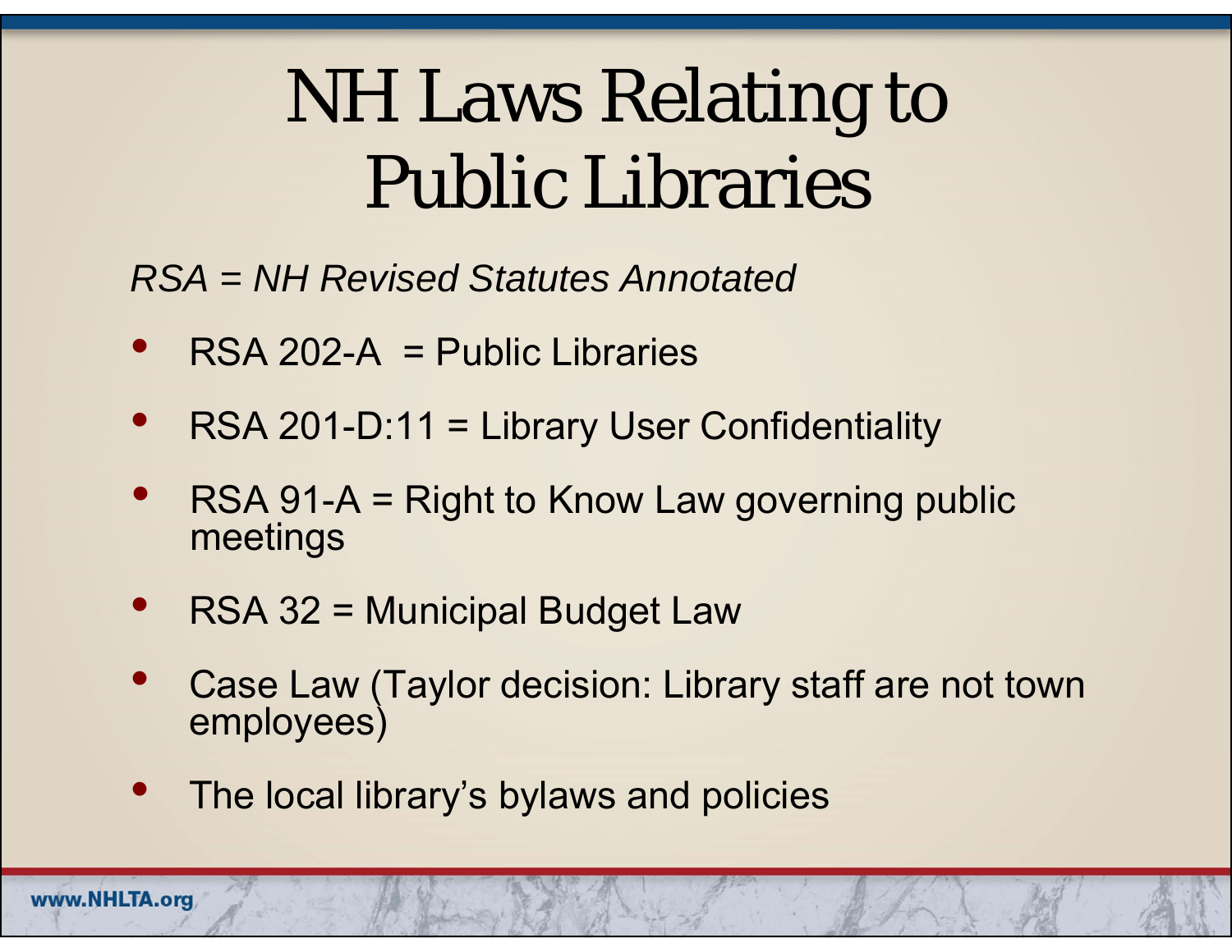# NH Laws Relating to Public Libraries

*RSA = NH Revised Statutes Annotated*

- RSA 202-A = Public Libraries
- RSA 201-D:11 = Library User Confidentiality
- RSA 91-A = Right to Know Law governing public meetings
- RSA 32 = Municipal Budget Law
- Case Law (Taylor decision: Library staff are not town employees)
- The local library's bylaws and policies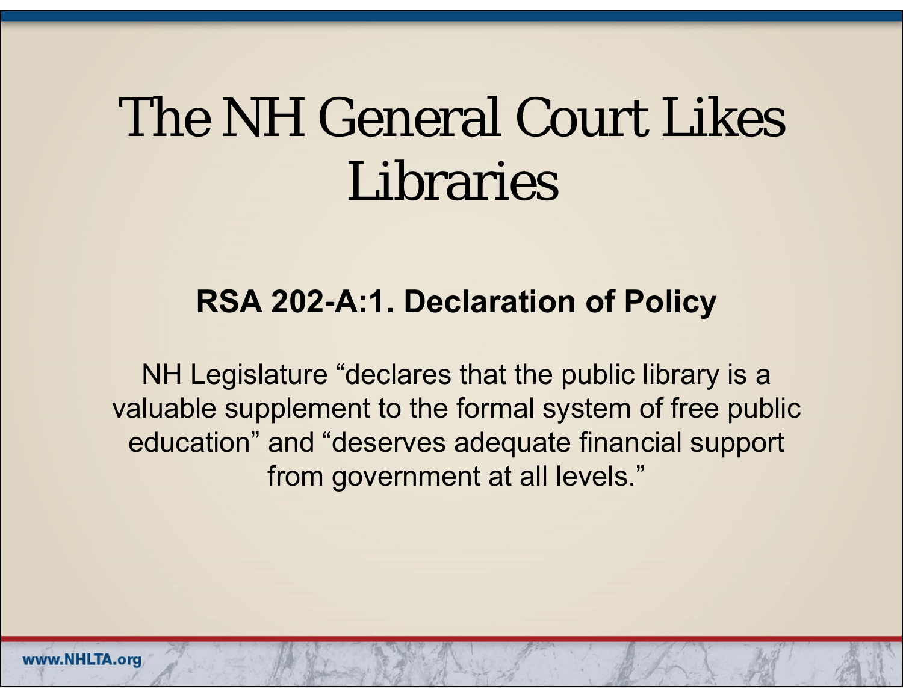# The NH General Court Likes Libraries

## RSA 202-A:1. Declaration of Policy

NH Legislature "declares that the public library is a valuable supplement to the formal system of free public education" and "deserves adequate financial support from government at all levels."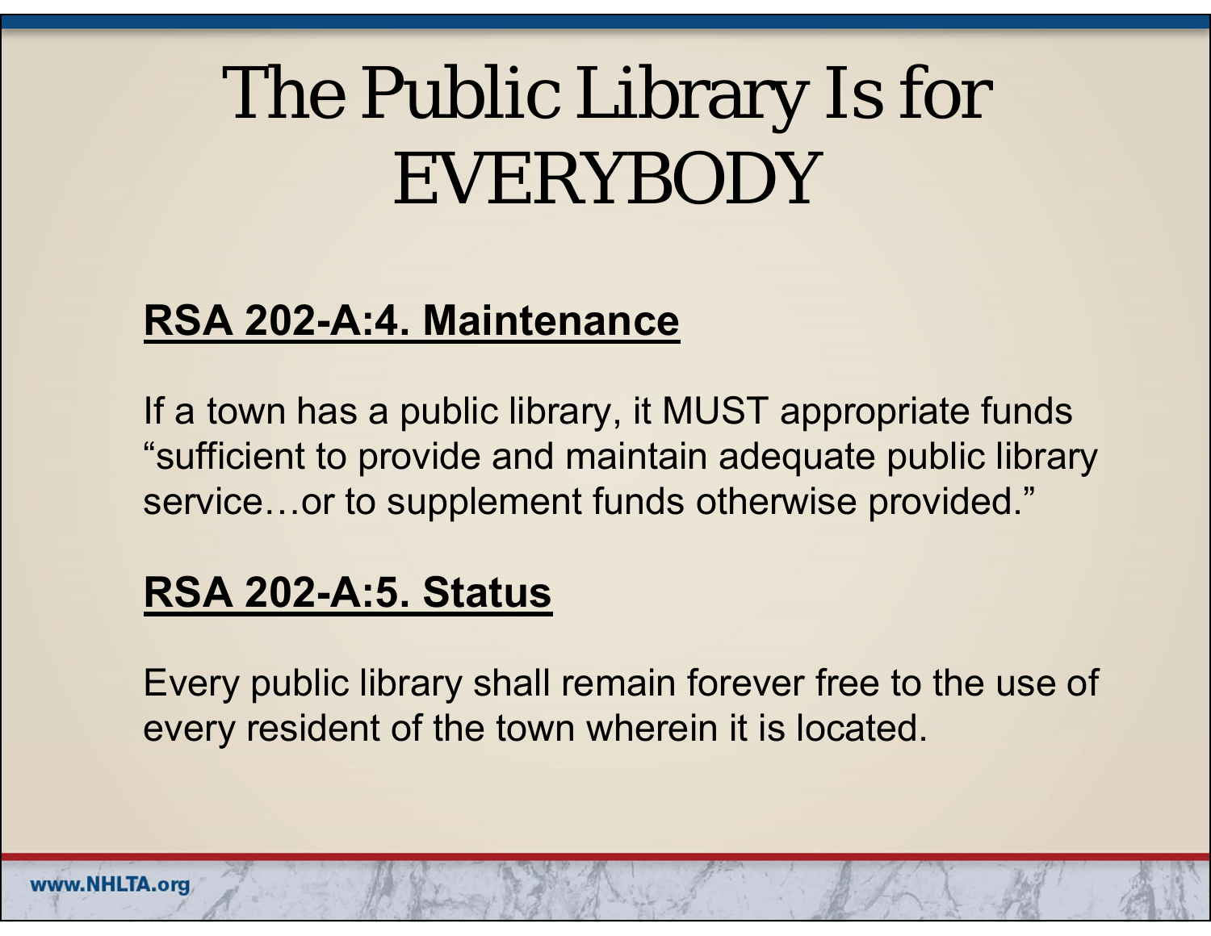# The Public Library Is for EVERYBODY

## RSA 202-A:4. Maintenance

If a town has a public library, it MUST appropriate funds "sufficient to provide and maintain adequate public library service…or to supplement funds otherwise provided."

## RSA 202-A:5. Status

Every public library shall remain forever free to the use of every resident of the town wherein it is located.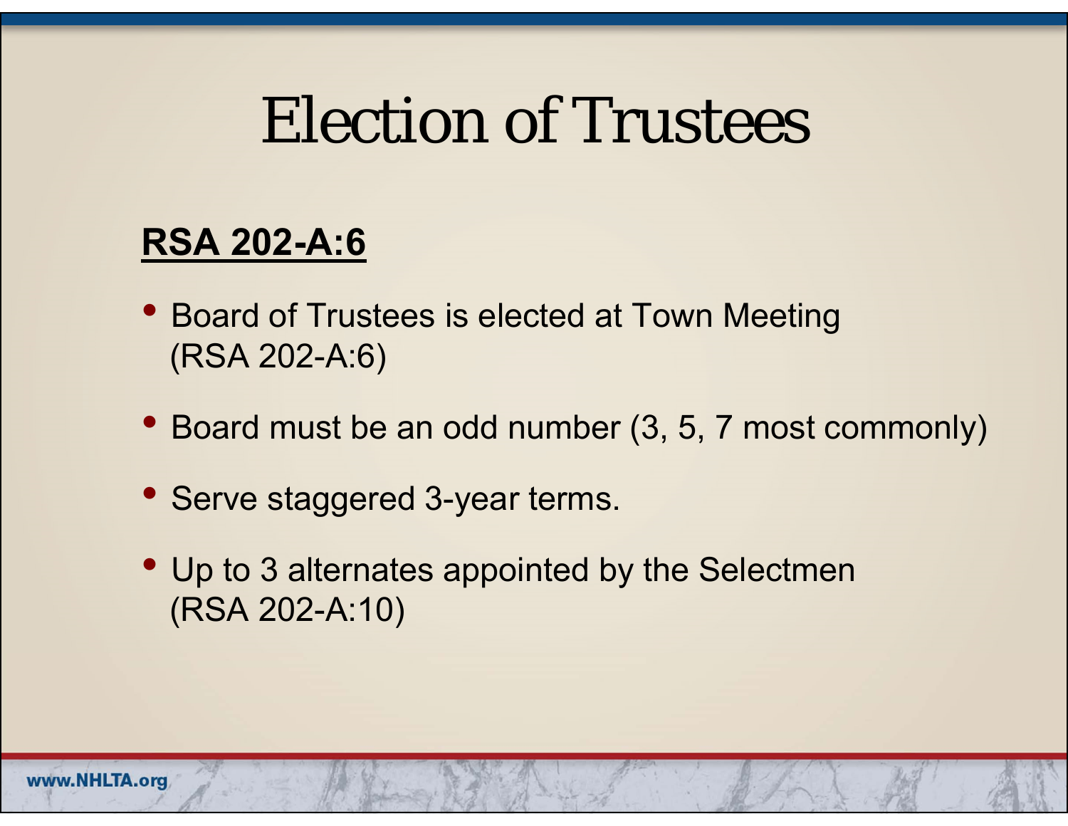# Election of Trustees

**RSA 202-A:6**

- Board of Trustees is elected at Town Meeting (RSA 202-A:6)
- Board must be an odd number (3, 5, 7 most commonly)
- Serve staggered 3-year terms.
- Up to 3 alternates appointed by the Selectmen (RSA 202-A:10)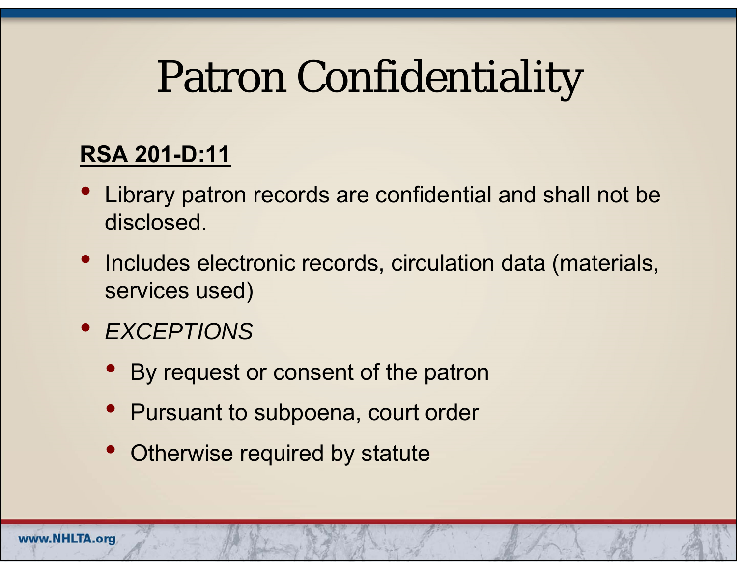# Patron Confidentiality

**RSA 201-D:11**

- Library patron records are confidential and shall not be disclosed.
- Includes electronic records, circulation data (materials, services used)
- *EXCEPTIONS*
  - By request or consent of the patron
  - Pursuant to subpoena, court order
  - Otherwise required by statute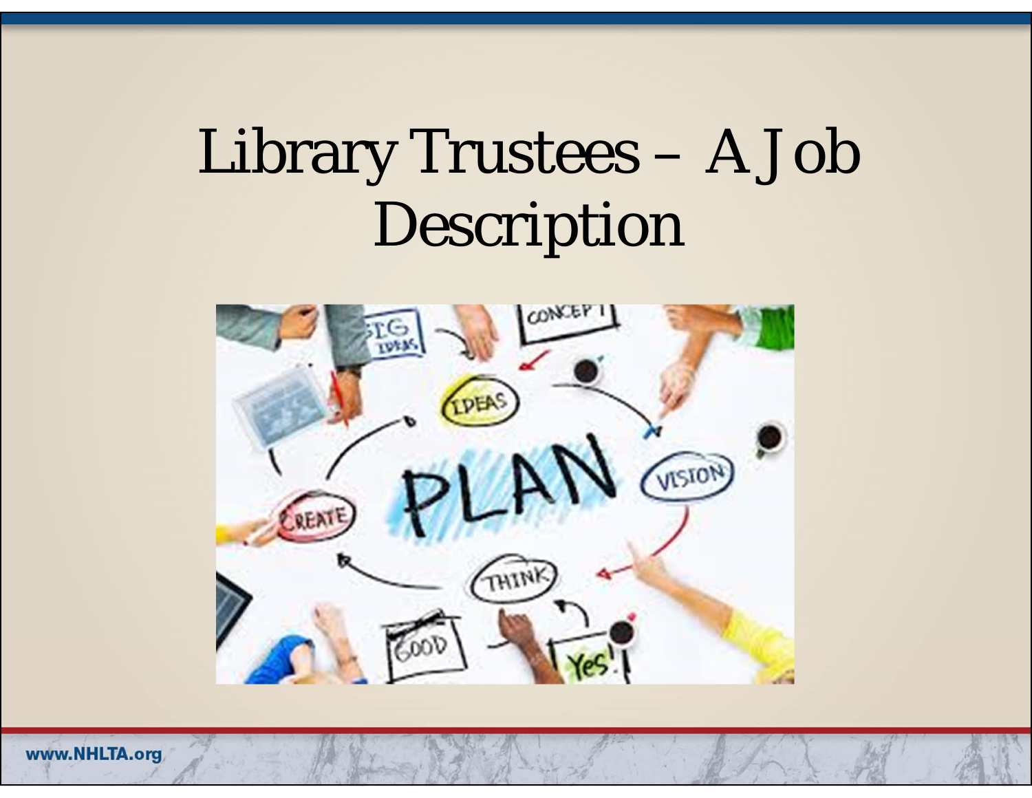# Library Trustees – A Job Description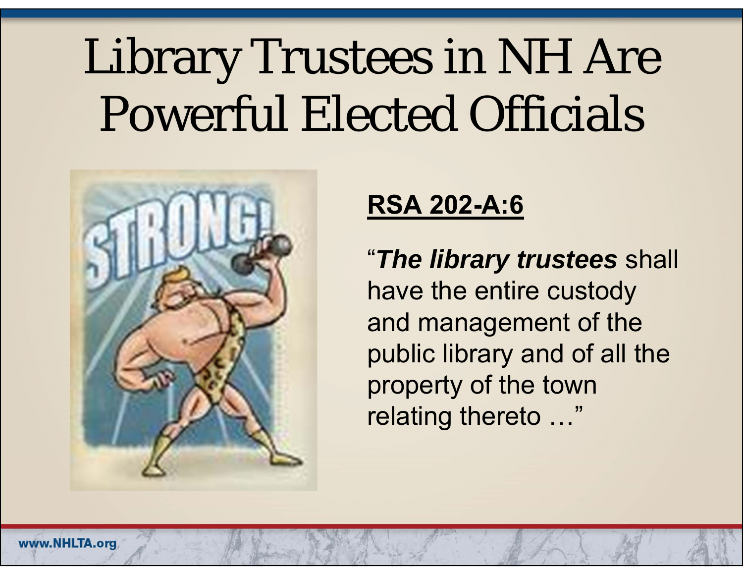# Library Trustees in NH Are Powerful Elected Officials

**RSA 202-A:6**

"***The library trustees*** shall have the entire custody and management of the public library and of all the property of the town relating thereto …"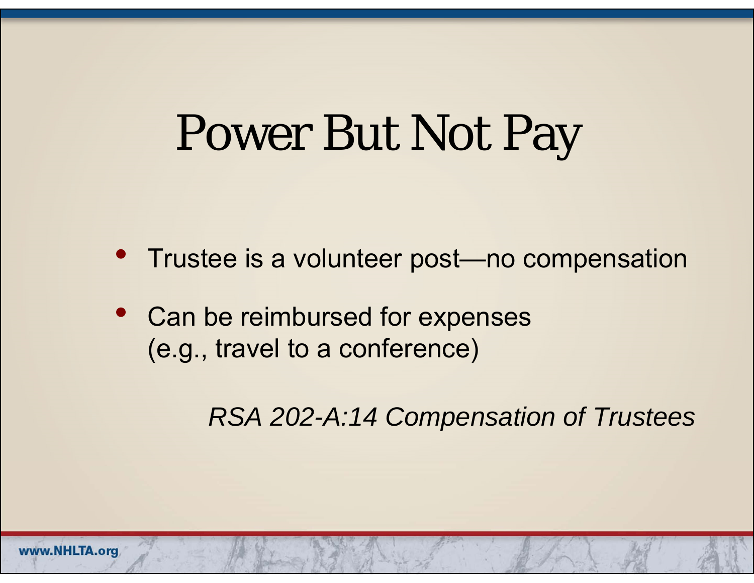# Power But Not Pay

- Trustee is a volunteer post—no compensation
- Can be reimbursed for expenses (e.g., travel to a conference)

*RSA 202-A:14 Compensation of Trustees*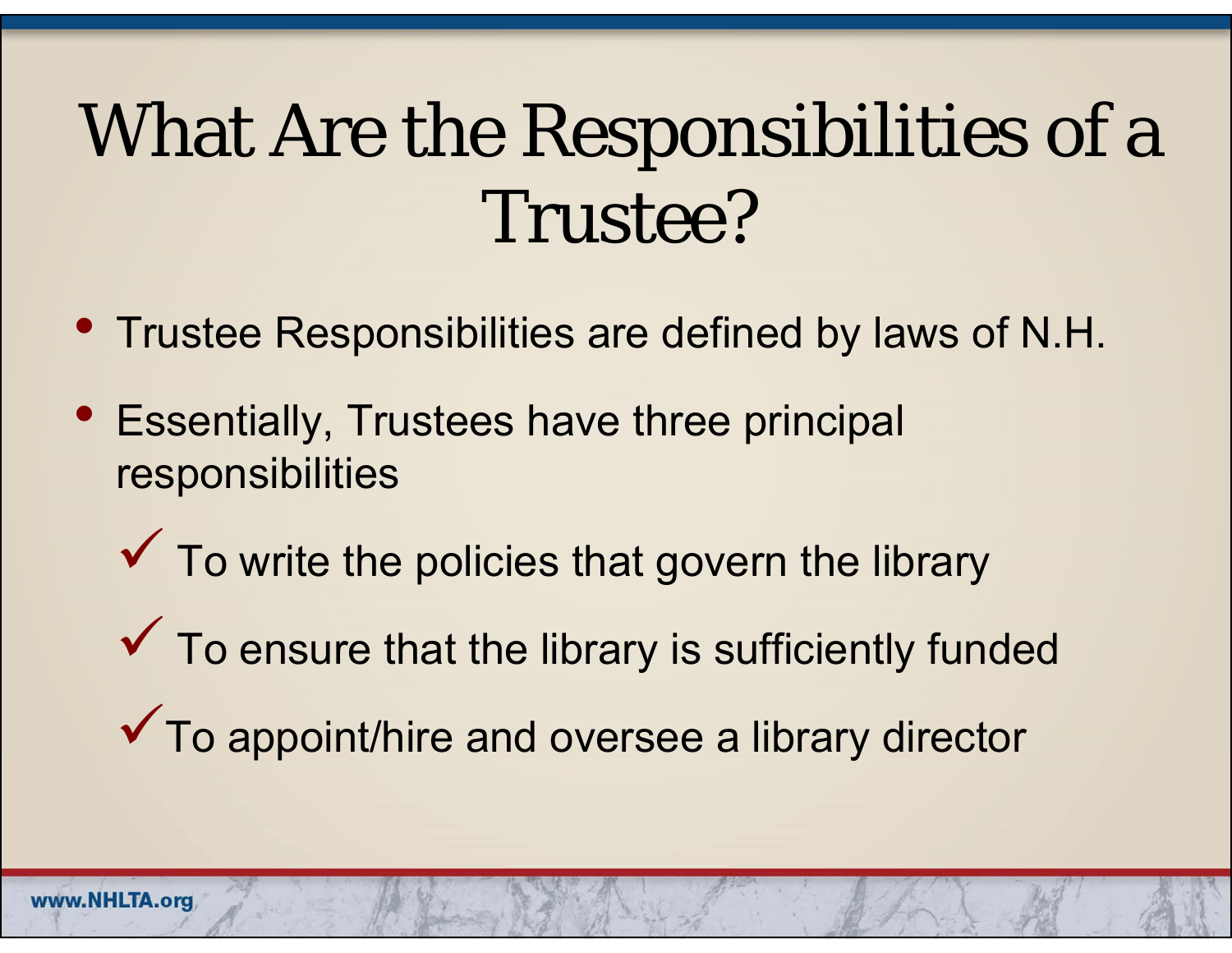# What Are the Responsibilities of a Trustee?

- Trustee Responsibilities are defined by laws of N.H.
- Essentially, Trustees have three principal responsibilities
  - ✓ To write the policies that govern the library
  - ✓ To ensure that the library is sufficiently funded
  - ✓ To appoint/hire and oversee a library director

www.NHLTA.org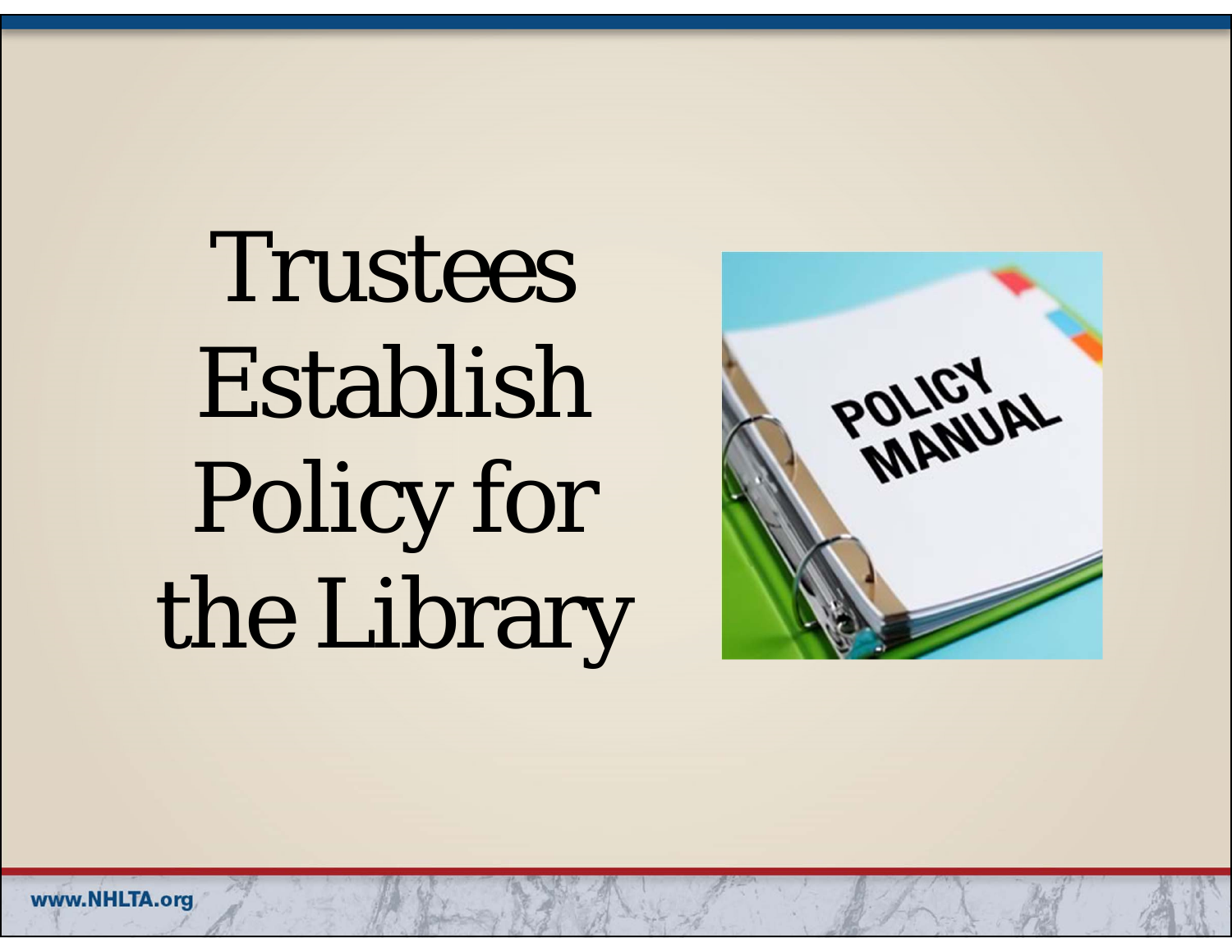# Trustees Establish Policy for the Library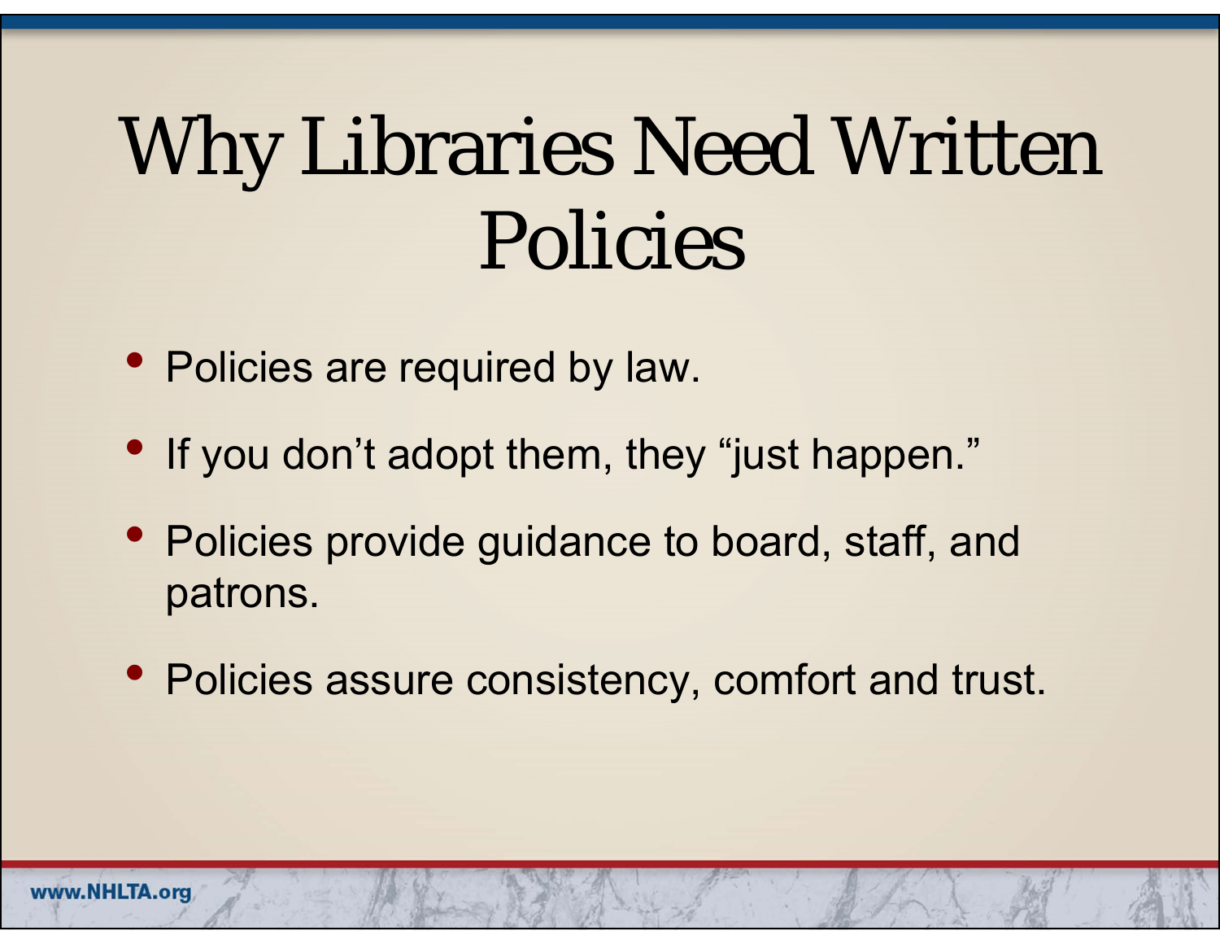# Why Libraries Need Written Policies

- Policies are required by law.
- If you don't adopt them, they "just happen."
- Policies provide guidance to board, staff, and patrons.
- Policies assure consistency, comfort and trust.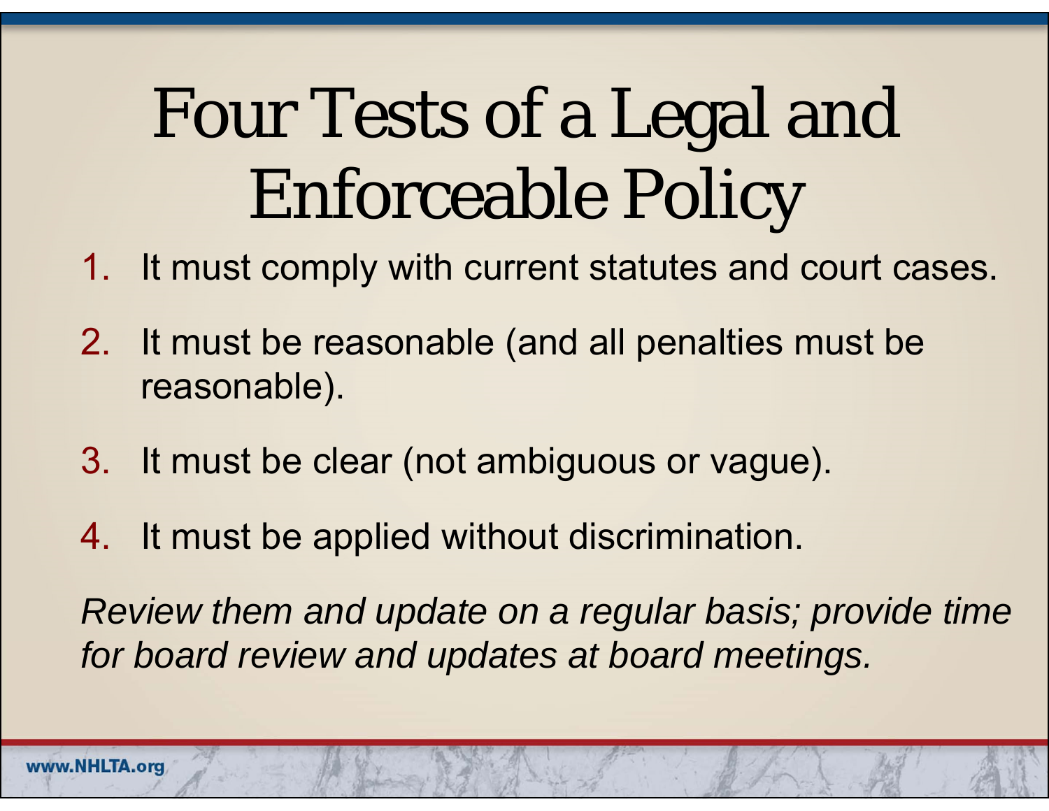# Four Tests of a Legal and Enforceable Policy

1. It must comply with current statutes and court cases.
2. It must be reasonable (and all penalties must be reasonable).
3. It must be clear (not ambiguous or vague).
4. It must be applied without discrimination.

*Review them and update on a regular basis; provide time for board review and updates at board meetings.*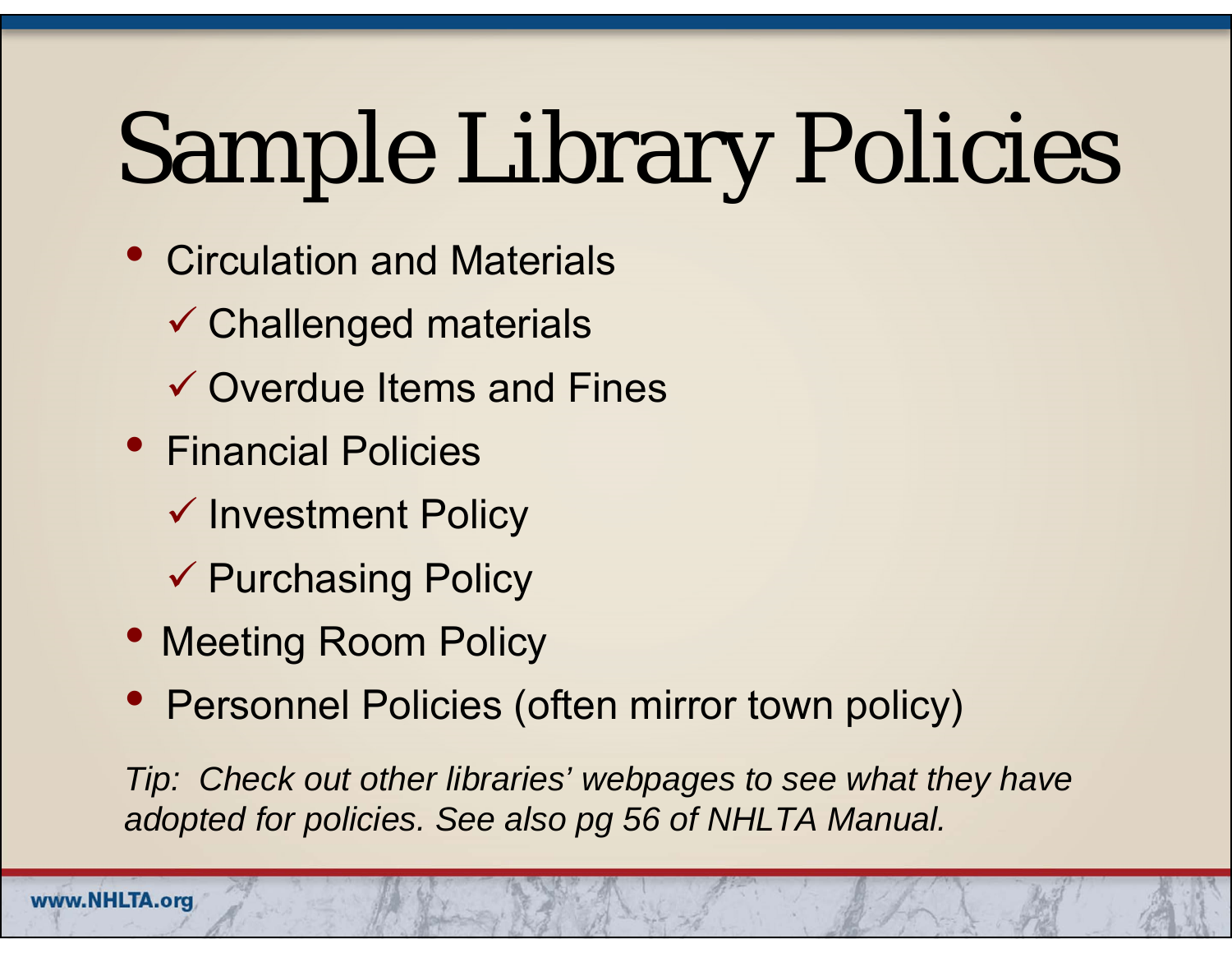# Sample Library Policies

- Circulation and Materials
  - ✓ Challenged materials
  - ✓ Overdue Items and Fines
- Financial Policies
  - ✓ Investment Policy
  - ✓ Purchasing Policy
- Meeting Room Policy
- Personnel Policies (often mirror town policy)

*Tip: Check out other libraries' webpages to see what they have adopted for policies. See also pg 56 of NHLTA Manual.*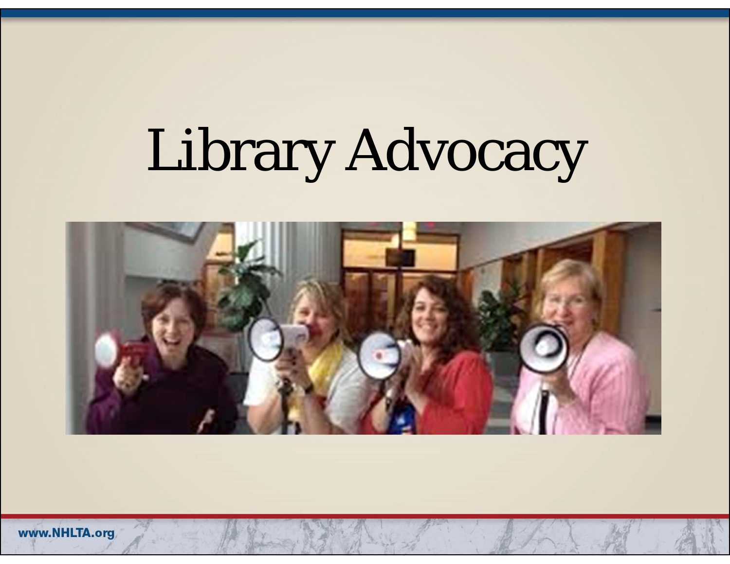# Library Advocacy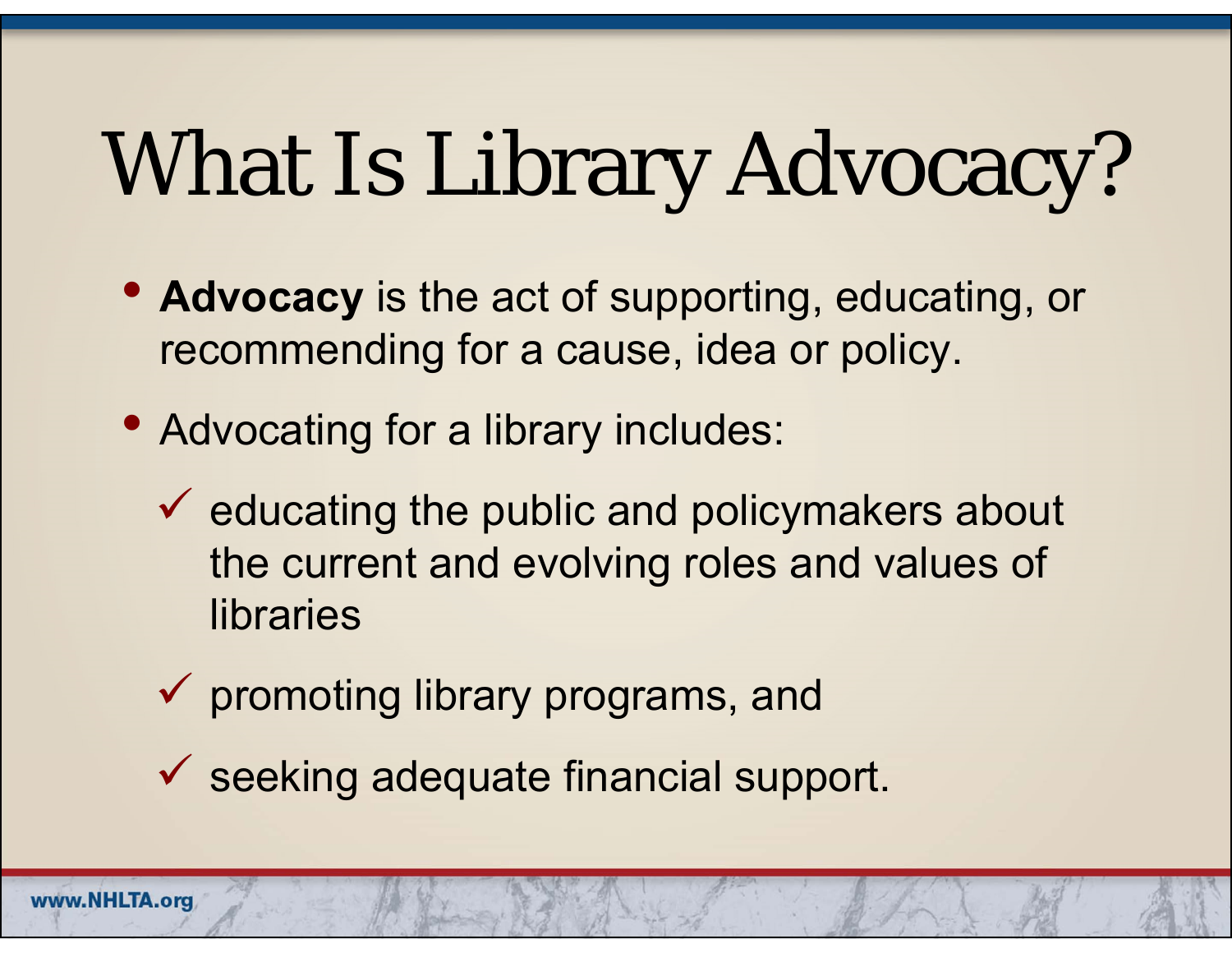# What Is Library Advocacy?

- **Advocacy** is the act of supporting, educating, or recommending for a cause, idea or policy.
- Advocating for a library includes:
  - ✓ educating the public and policymakers about the current and evolving roles and values of libraries
  - ✓ promoting library programs, and
  - ✓ seeking adequate financial support.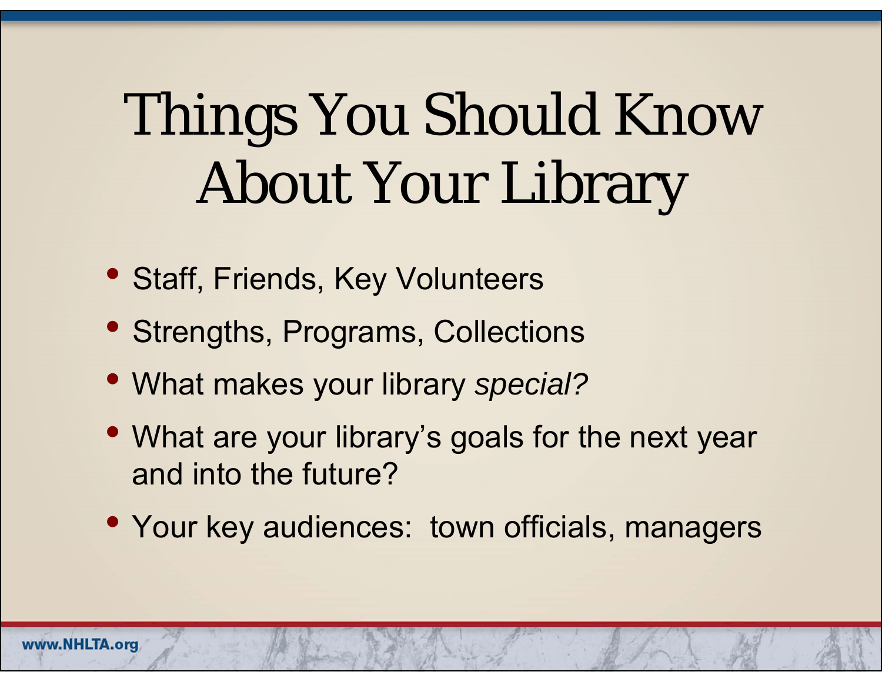# Things You Should Know About Your Library

- Staff, Friends, Key Volunteers
- Strengths, Programs, Collections
- What makes your library *special?*
- What are your library's goals for the next year and into the future?
- Your key audiences: town officials, managers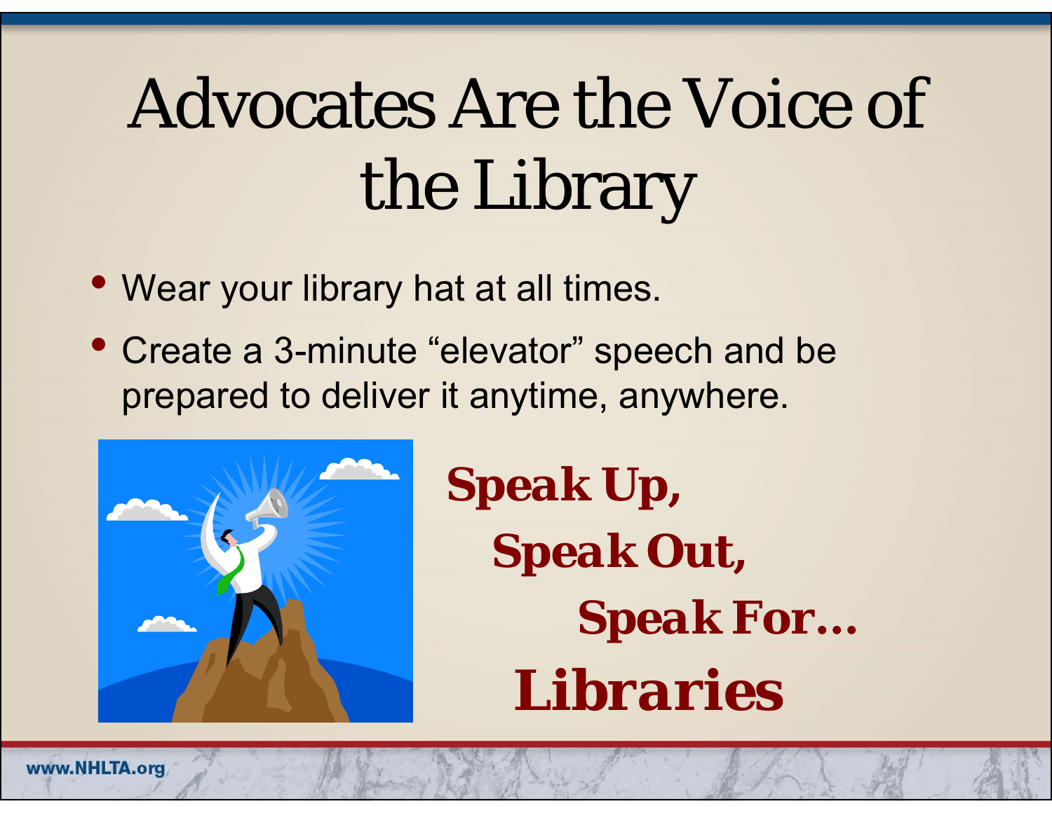# Advocates Are the Voice of the Library

- Wear your library hat at all times.
- Create a 3-minute “elevator” speech and be prepared to deliver it anytime, anywhere.

**Speak Up,**

**Speak Out,**

**Speak For…**

**Libraries**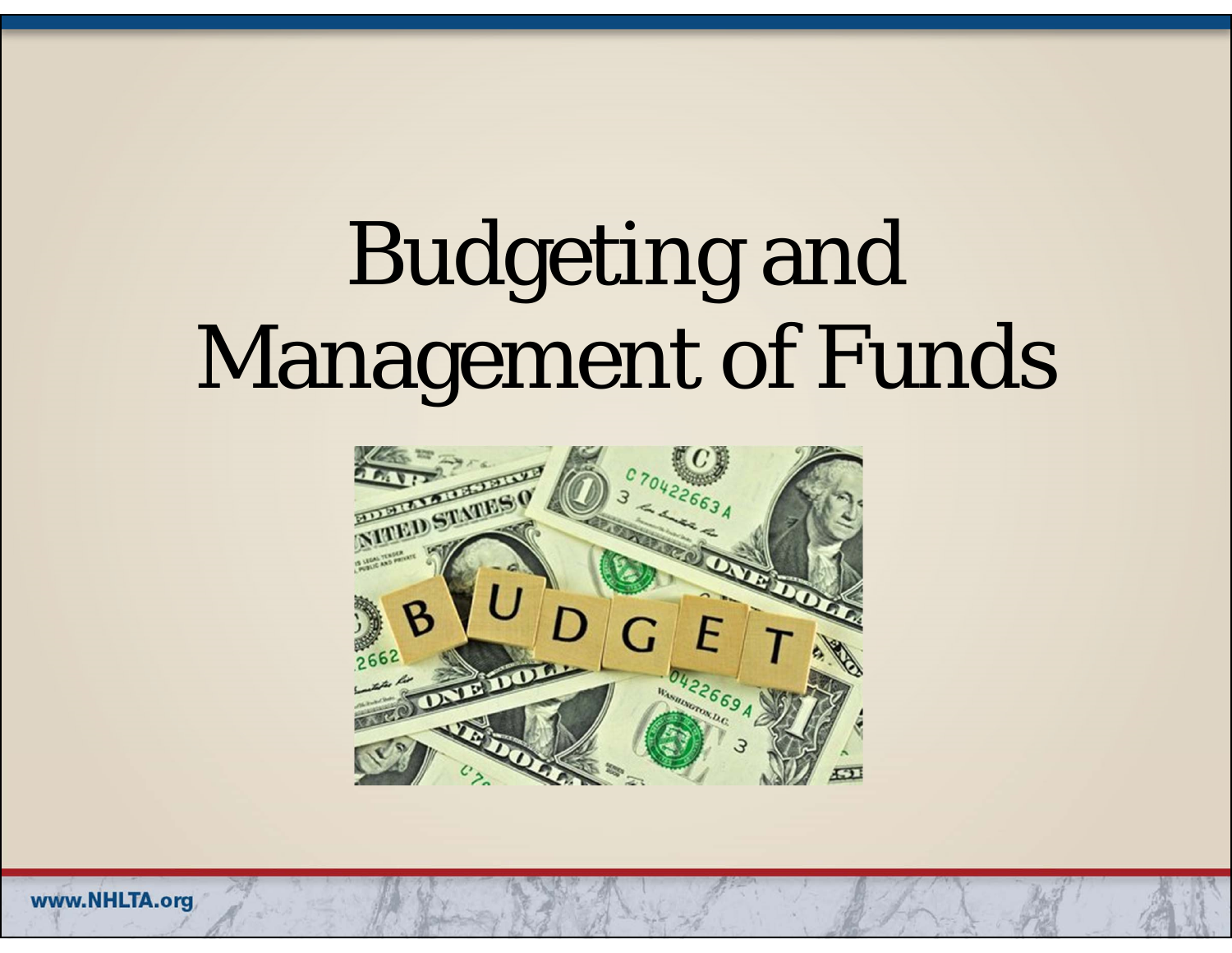# Budgeting and Management of Funds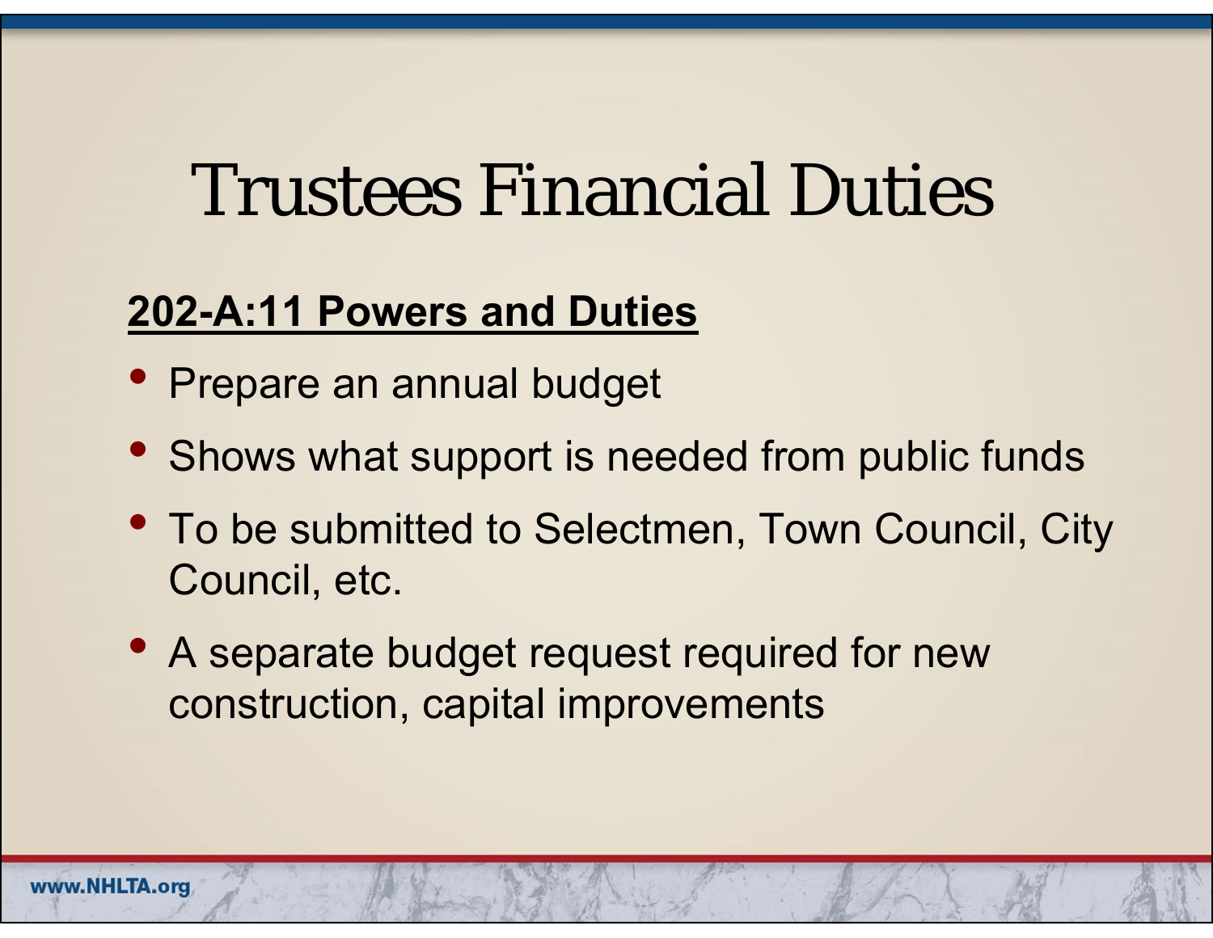# Trustees Financial Duties

**202-A:11 Powers and Duties**

- Prepare an annual budget
- Shows what support is needed from public funds
- To be submitted to Selectmen, Town Council, City Council, etc.
- A separate budget request required for new construction, capital improvements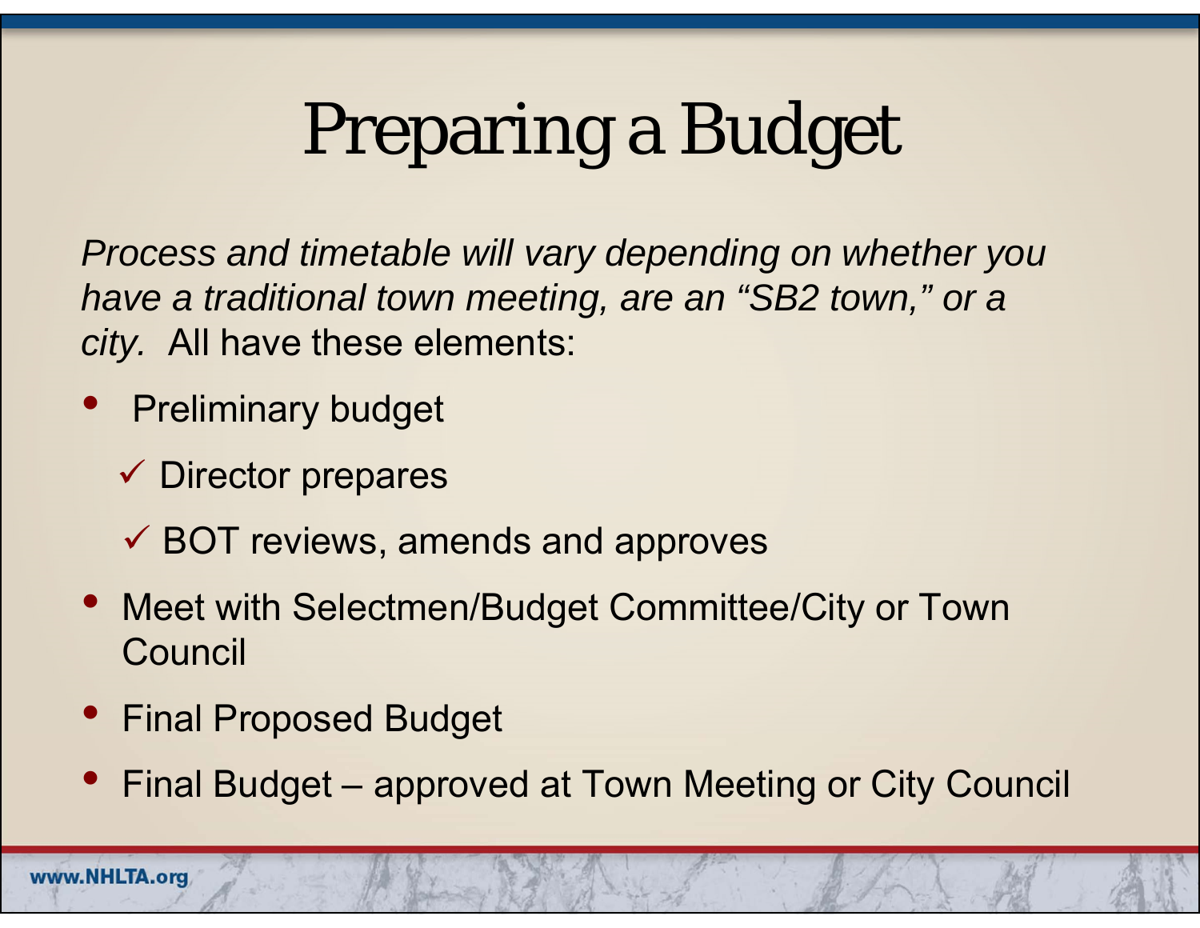# Preparing a Budget

*Process and timetable will vary depending on whether you have a traditional town meeting, are an "SB2 town," or a city.* All have these elements:

- Preliminary budget
  - ✓ Director prepares
  - ✓ BOT reviews, amends and approves
- Meet with Selectmen/Budget Committee/City or Town Council
- Final Proposed Budget
- Final Budget – approved at Town Meeting or City Council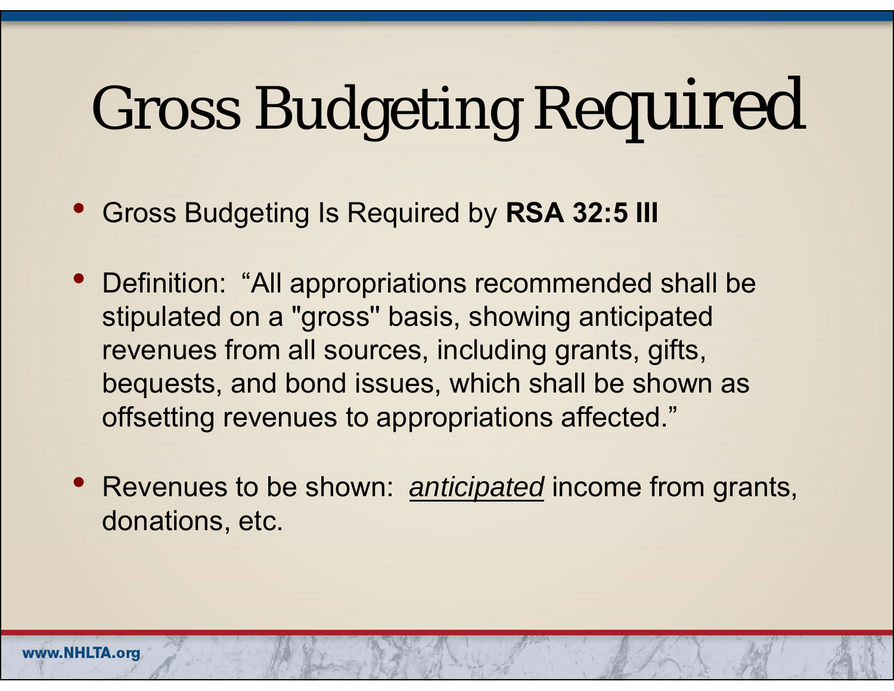# Gross Budgeting Required

- Gross Budgeting Is Required by **RSA 32:5 III**
- Definition: “All appropriations recommended shall be stipulated on a "gross" basis, showing anticipated revenues from all sources, including grants, gifts, bequests, and bond issues, which shall be shown as offsetting revenues to appropriations affected.”
- Revenues to be shown: *anticipated* income from grants, donations, etc.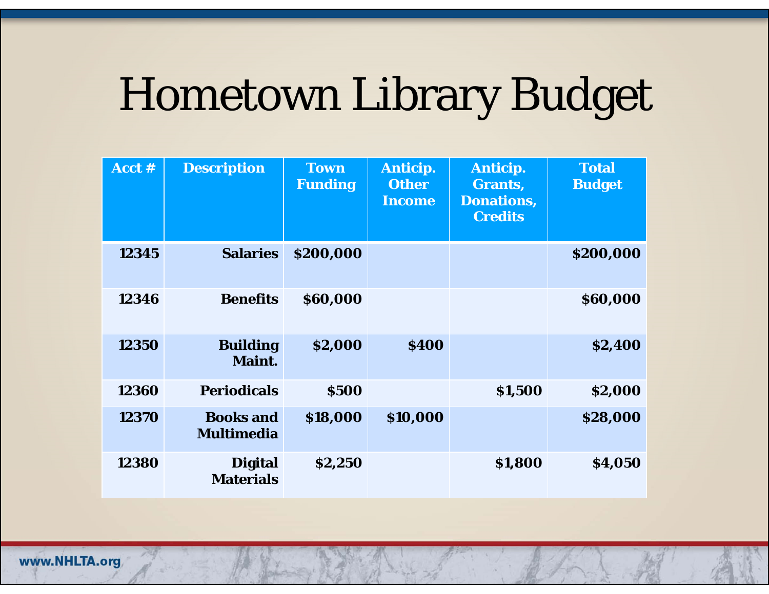# Hometown Library Budget

| Acct # | Description | Town Funding | Anticip. Other Income | Anticip. Grants, Donations, Credits | Total Budget |
|---|---|---|---|---|---|
| 12345 | Salaries | $200,000 | | | $200,000 |
| 12346 | Benefits | $60,000 | | | $60,000 |
| 12350 | Building Maint. | $2,000 | $400 | | $2,400 |
| 12360 | Periodicals | $500 | | $1,500 | $2,000 |
| 12370 | Books and Multimedia | $18,000 | $10,000 | | $28,000 |
| 12380 | Digital Materials | $2,250 | | $1,800 | $4,050 |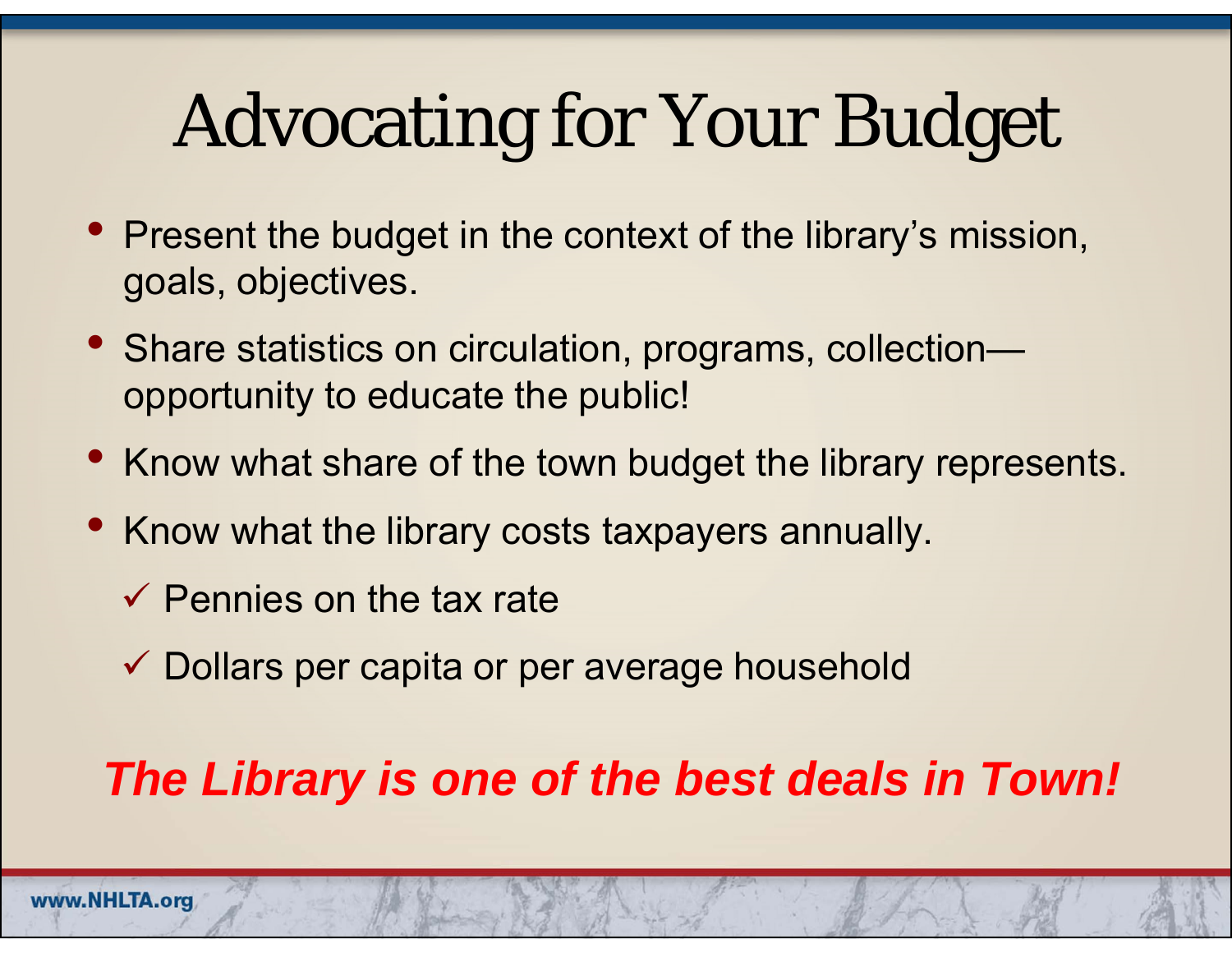# Advocating for Your Budget

- Present the budget in the context of the library's mission, goals, objectives.
- Share statistics on circulation, programs, collection—opportunity to educate the public!
- Know what share of the town budget the library represents.
- Know what the library costs taxpayers annually.
  - ✓ Pennies on the tax rate
  - ✓ Dollars per capita or per average household

***The Library is one of the best deals in Town!***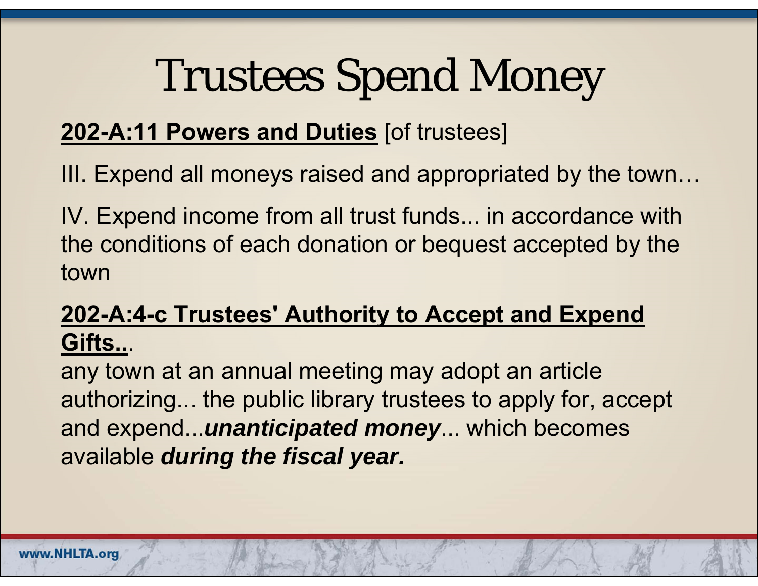# Trustees Spend Money

**202-A:11 Powers and Duties** [of trustees]

III. Expend all moneys raised and appropriated by the town…

IV. Expend income from all trust funds... in accordance with the conditions of each donation or bequest accepted by the town

**202-A:4-c Trustees' Authority to Accept and Expend Gifts...**.

any town at an annual meeting may adopt an article authorizing... the public library trustees to apply for, accept and expend...***unanticipated money***... which becomes available ***during the fiscal year.***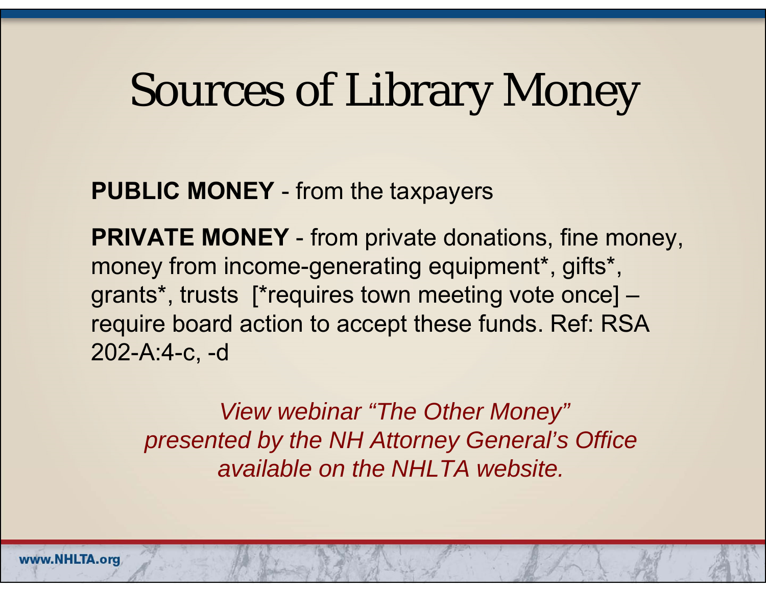# Sources of Library Money

**PUBLIC MONEY** - from the taxpayers

**PRIVATE MONEY** - from private donations, fine money, money from income-generating equipment*, gifts*, grants*, trusts  [*requires town meeting vote once] – require board action to accept these funds. Ref: RSA 202-A:4-c, -d

*View webinar "The Other Money" presented by the NH Attorney General's Office available on the NHLTA website.*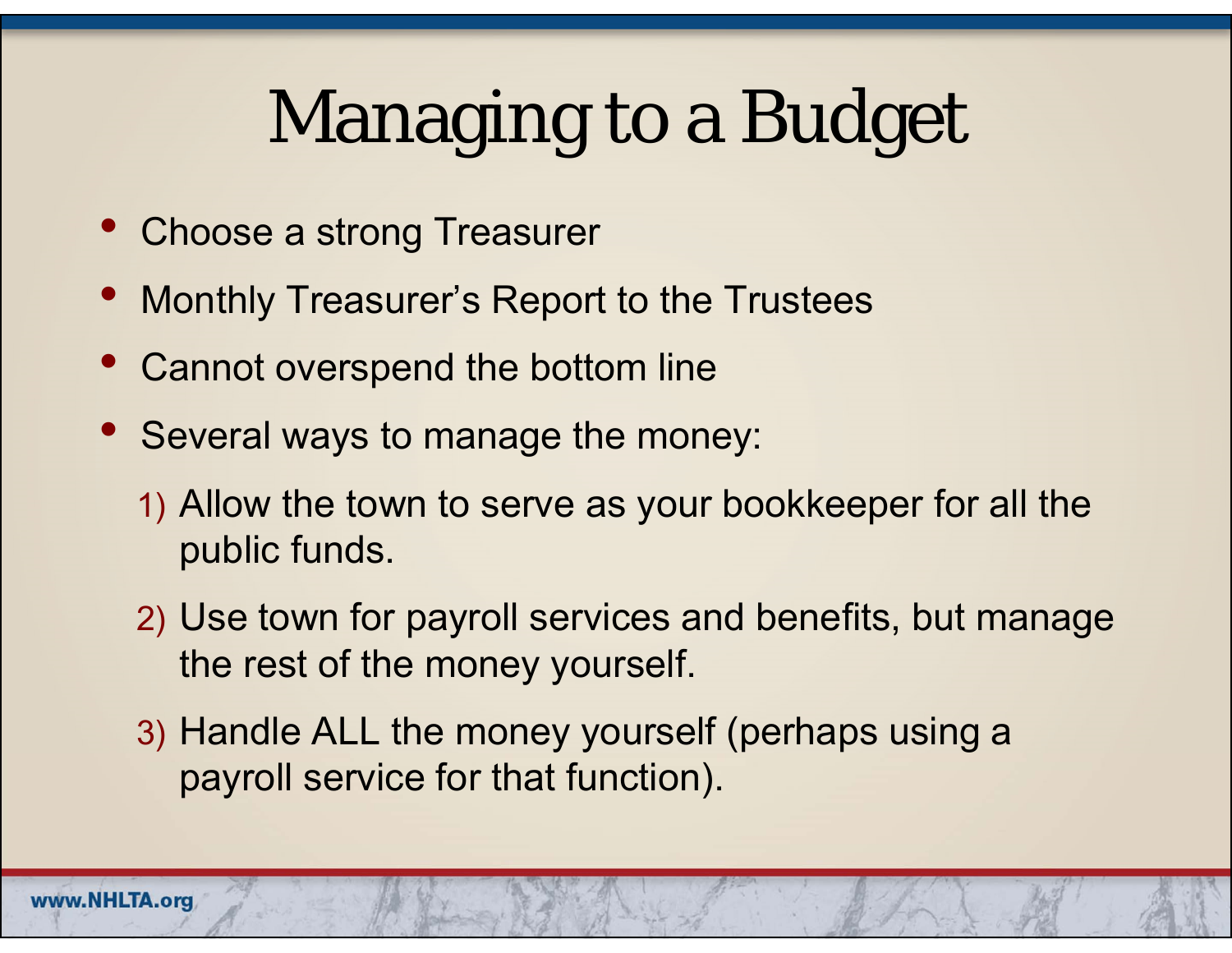# Managing to a Budget

- Choose a strong Treasurer
- Monthly Treasurer's Report to the Trustees
- Cannot overspend the bottom line
- Several ways to manage the money:
  1) Allow the town to serve as your bookkeeper for all the public funds.
  2) Use town for payroll services and benefits, but manage the rest of the money yourself.
  3) Handle ALL the money yourself (perhaps using a payroll service for that function).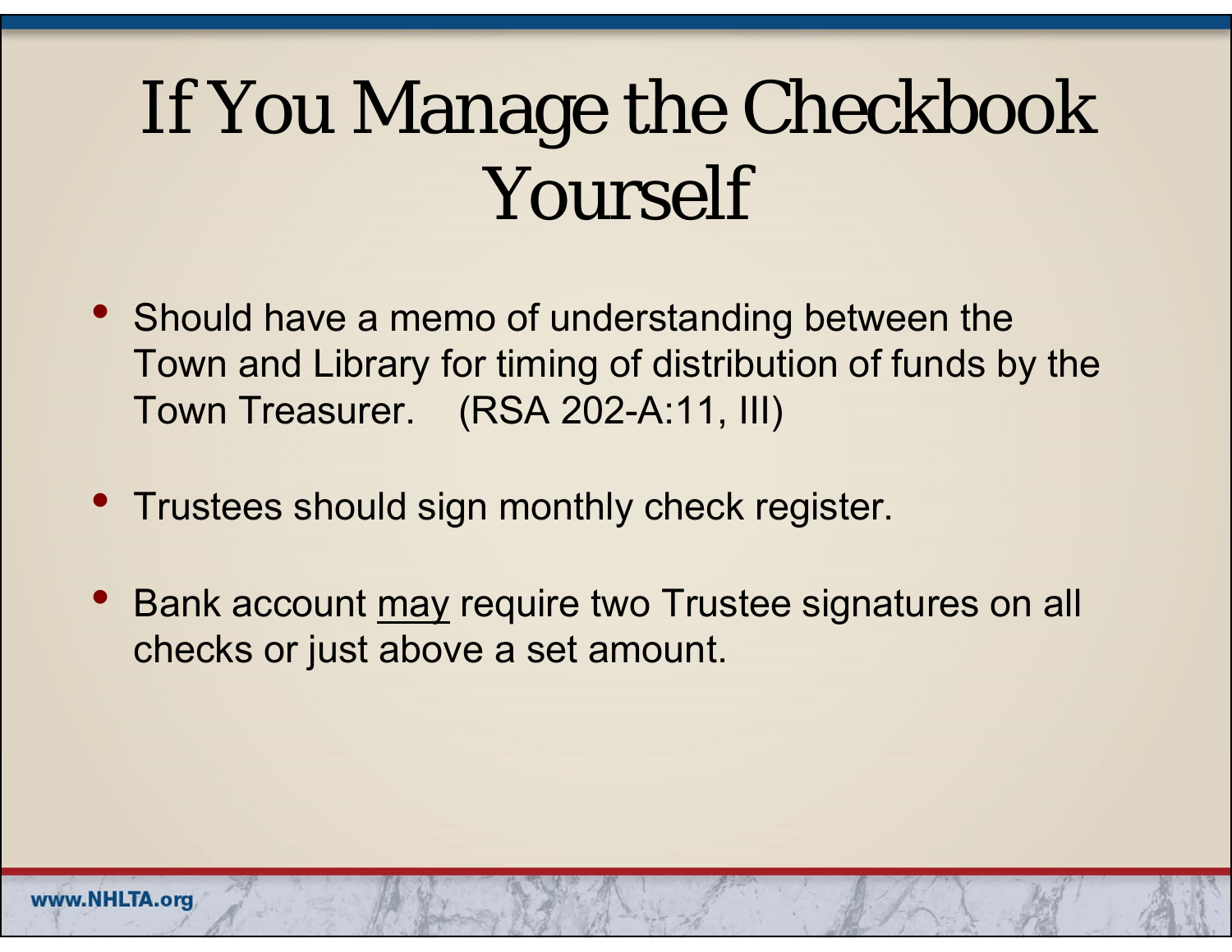# If You Manage the Checkbook Yourself

- Should have a memo of understanding between the Town and Library for timing of distribution of funds by the Town Treasurer. (RSA 202-A:11, III)
- Trustees should sign monthly check register.
- Bank account <u>may</u> require two Trustee signatures on all checks or just above a set amount.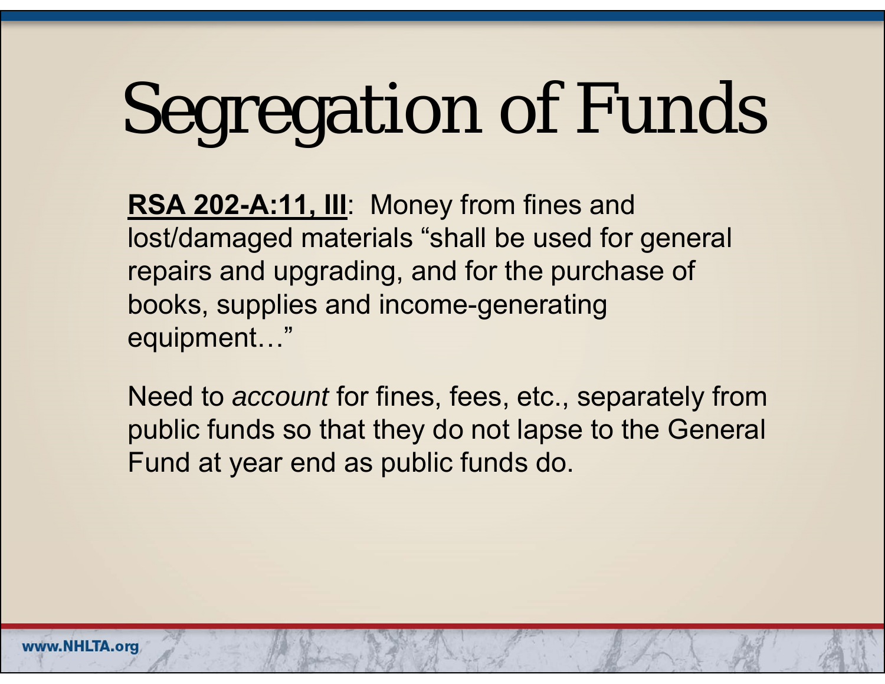# Segregation of Funds

**RSA 202-A:11, III**: Money from fines and lost/damaged materials "shall be used for general repairs and upgrading, and for the purchase of books, supplies and income-generating equipment…"

Need to *account* for fines, fees, etc., separately from public funds so that they do not lapse to the General Fund at year end as public funds do.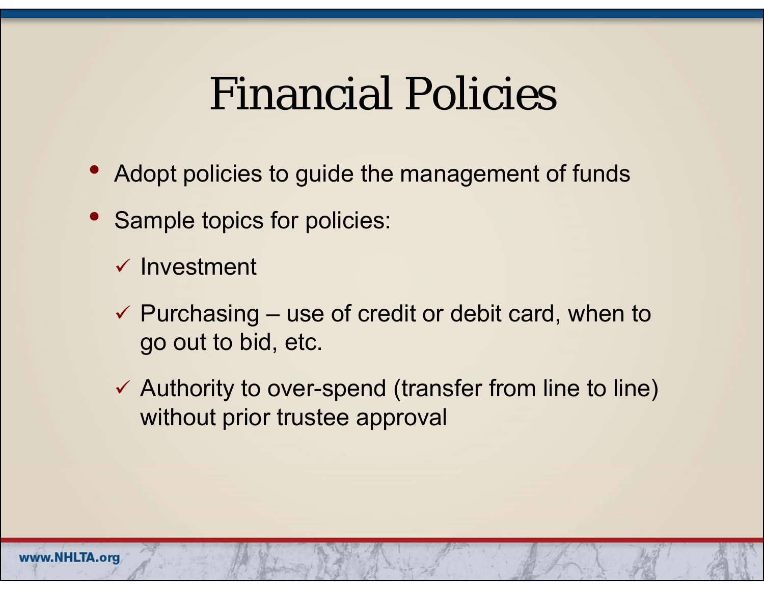# Financial Policies

- Adopt policies to guide the management of funds
- Sample topics for policies:
  - ✓ Investment
  - ✓ Purchasing – use of credit or debit card, when to go out to bid, etc.
  - ✓ Authority to over-spend (transfer from line to line) without prior trustee approval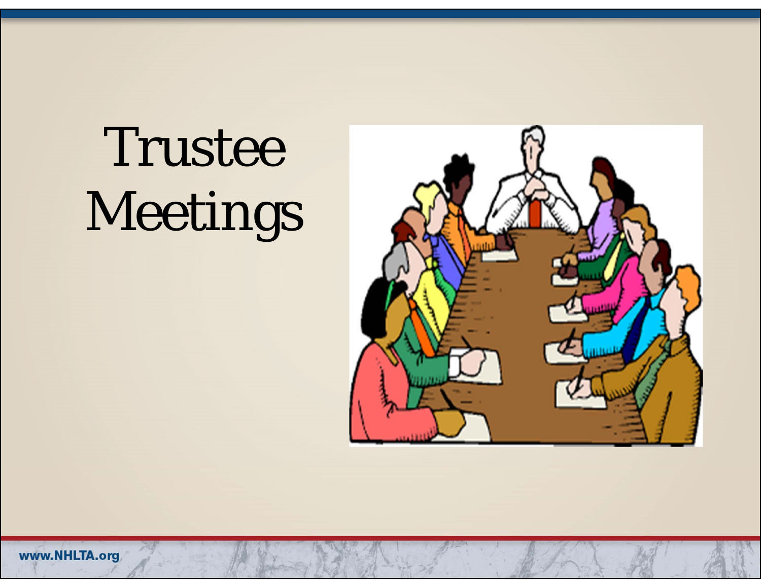# Trustee Meetings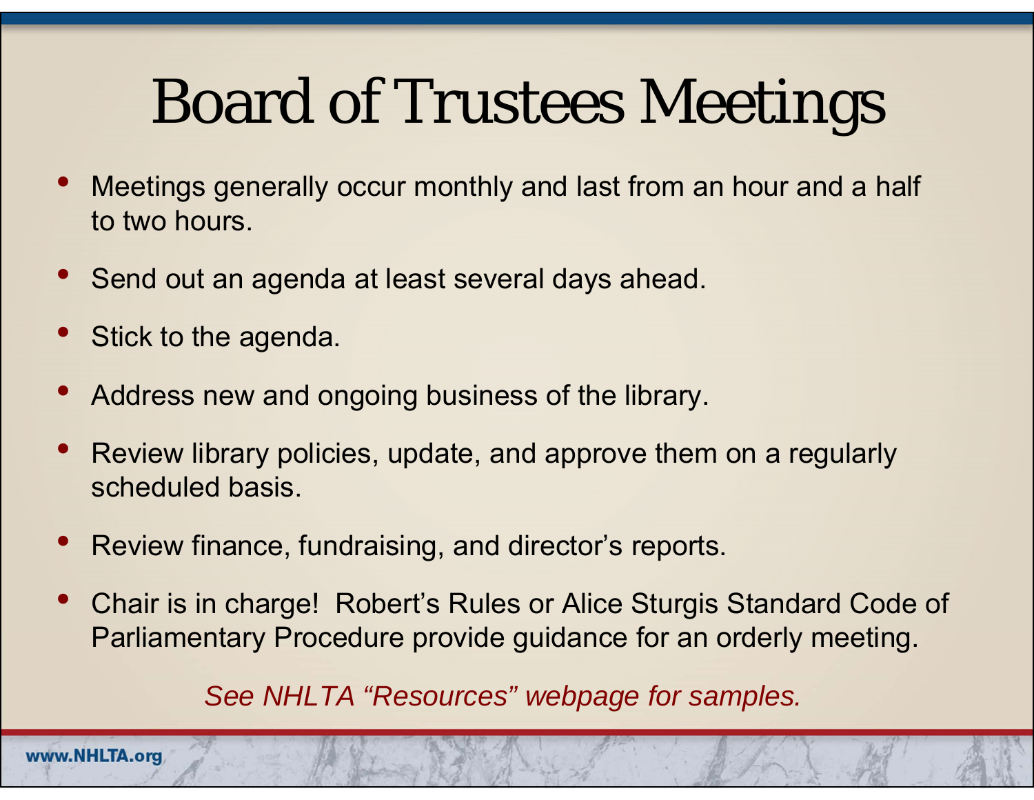# Board of Trustees Meetings

- Meetings generally occur monthly and last from an hour and a half to two hours.
- Send out an agenda at least several days ahead.
- Stick to the agenda.
- Address new and ongoing business of the library.
- Review library policies, update, and approve them on a regularly scheduled basis.
- Review finance, fundraising, and director's reports.
- Chair is in charge! Robert's Rules or Alice Sturgis Standard Code of Parliamentary Procedure provide guidance for an orderly meeting.

*See NHLTA "Resources" webpage for samples.*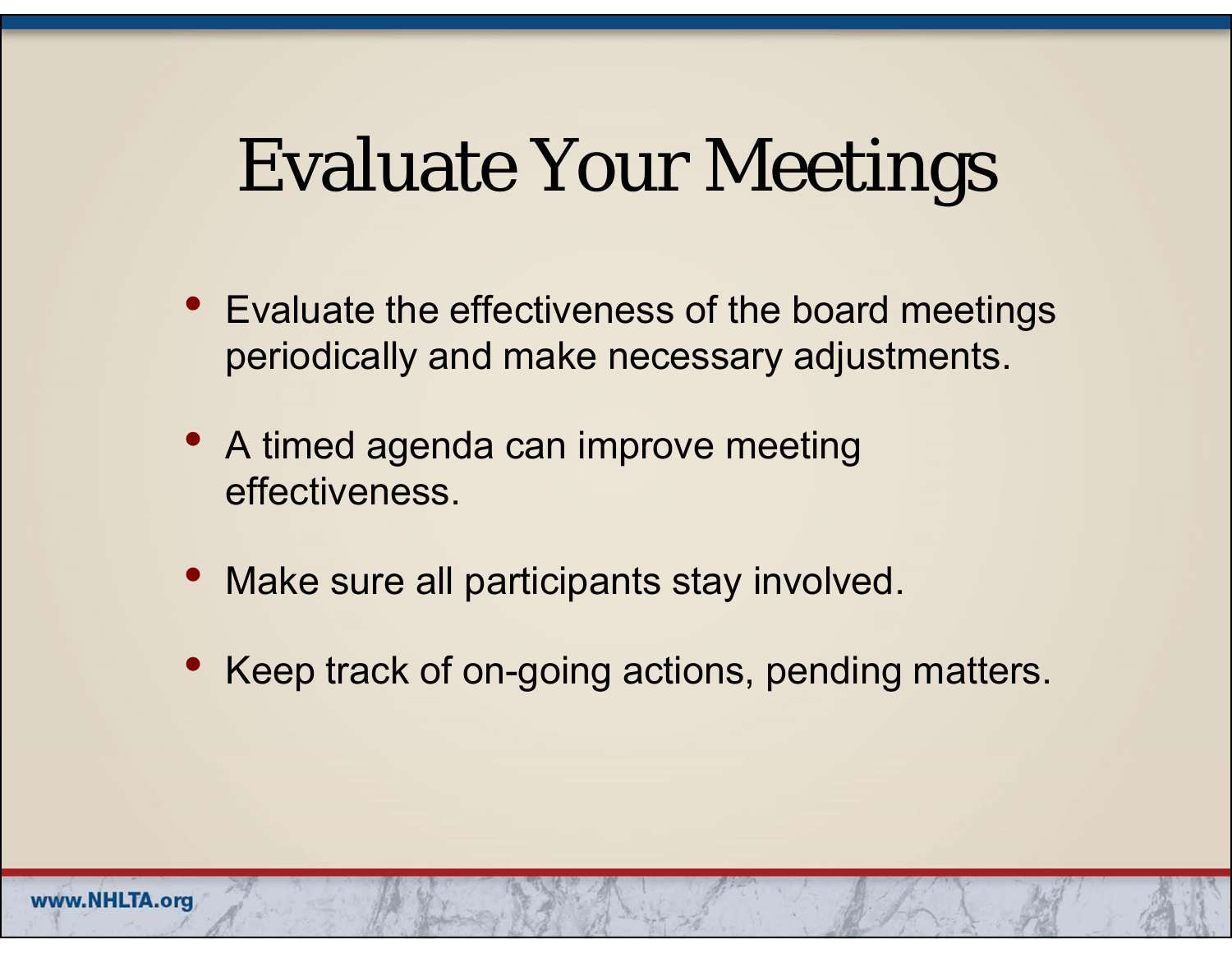# Evaluate Your Meetings

- Evaluate the effectiveness of the board meetings periodically and make necessary adjustments.
- A timed agenda can improve meeting effectiveness.
- Make sure all participants stay involved.
- Keep track of on-going actions, pending matters.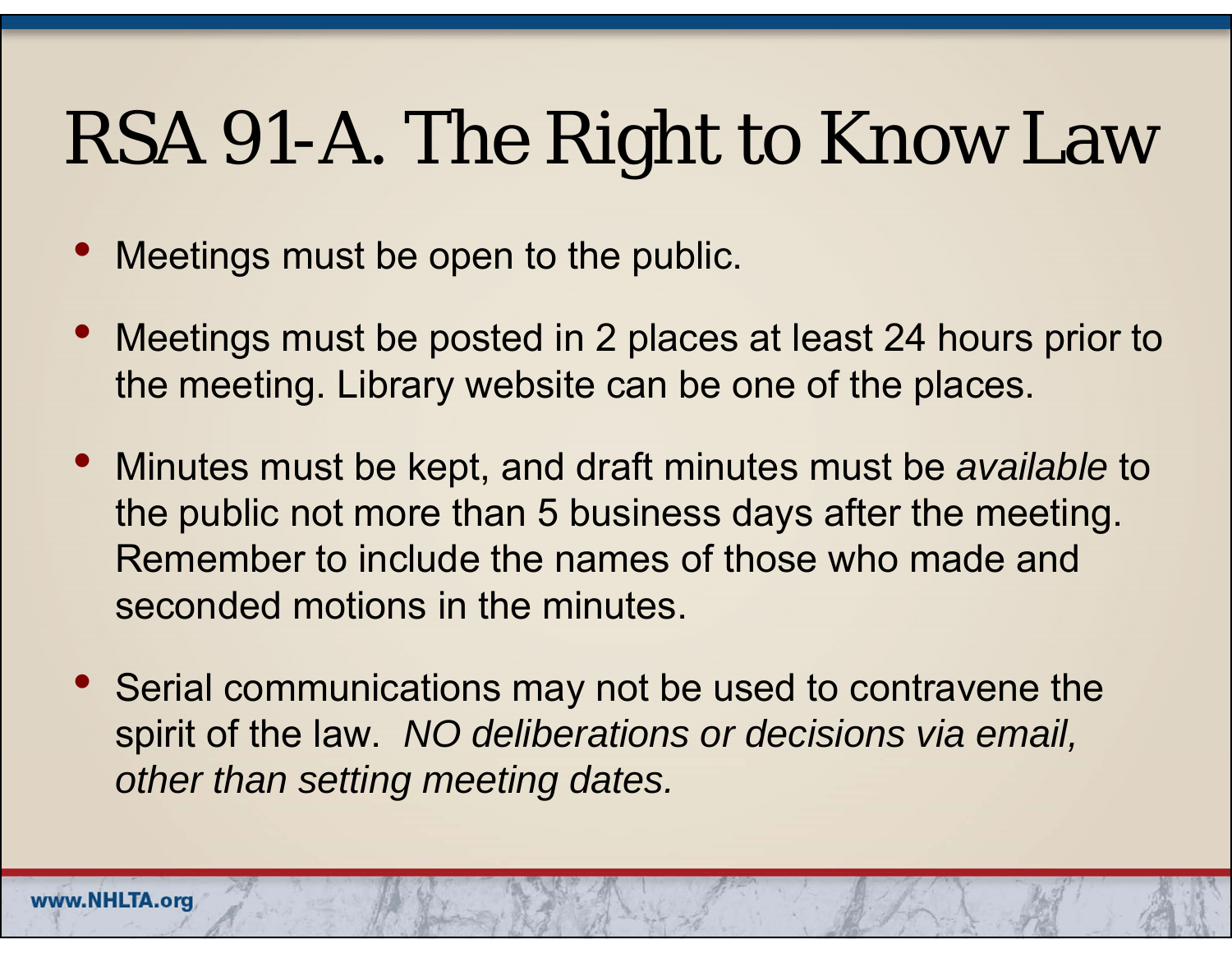# RSA 91-A. The Right to Know Law

- Meetings must be open to the public.
- Meetings must be posted in 2 places at least 24 hours prior to the meeting. Library website can be one of the places.
- Minutes must be kept, and draft minutes must be *available* to the public not more than 5 business days after the meeting. Remember to include the names of those who made and seconded motions in the minutes.
- Serial communications may not be used to contravene the spirit of the law. *NO deliberations or decisions via email, other than setting meeting dates.*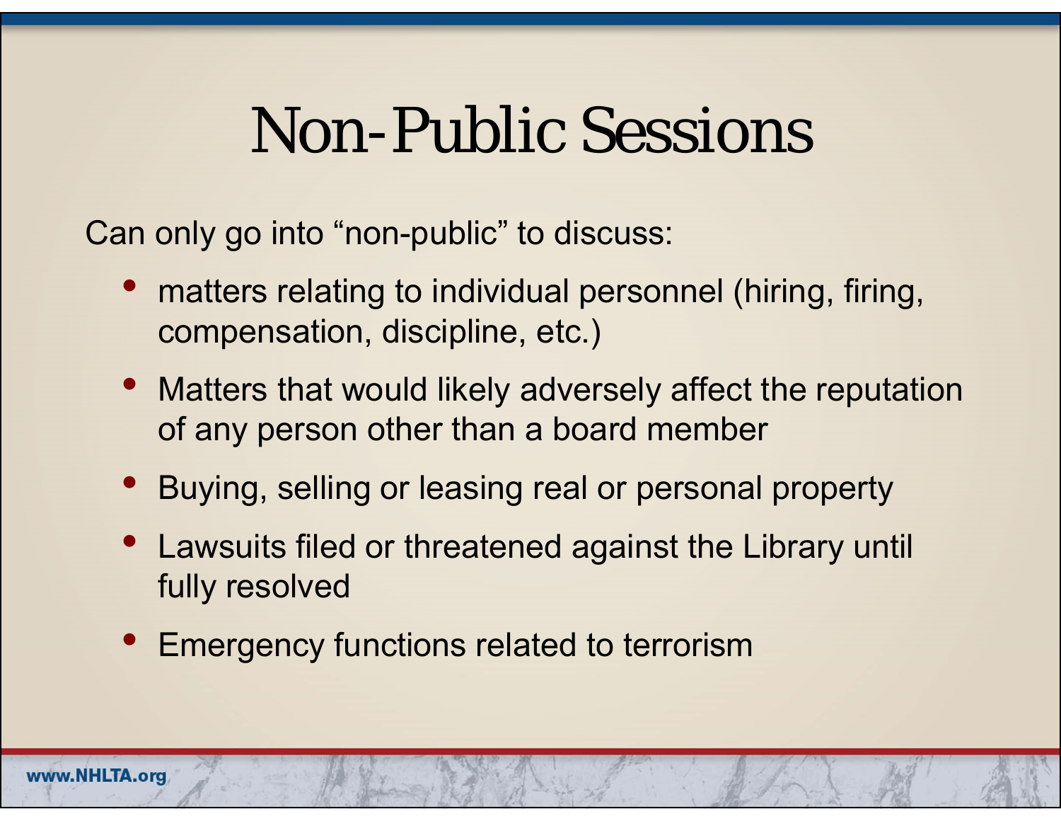# Non-Public Sessions

Can only go into "non-public" to discuss:

- matters relating to individual personnel (hiring, firing, compensation, discipline, etc.)
- Matters that would likely adversely affect the reputation of any person other than a board member
- Buying, selling or leasing real or personal property
- Lawsuits filed or threatened against the Library until fully resolved
- Emergency functions related to terrorism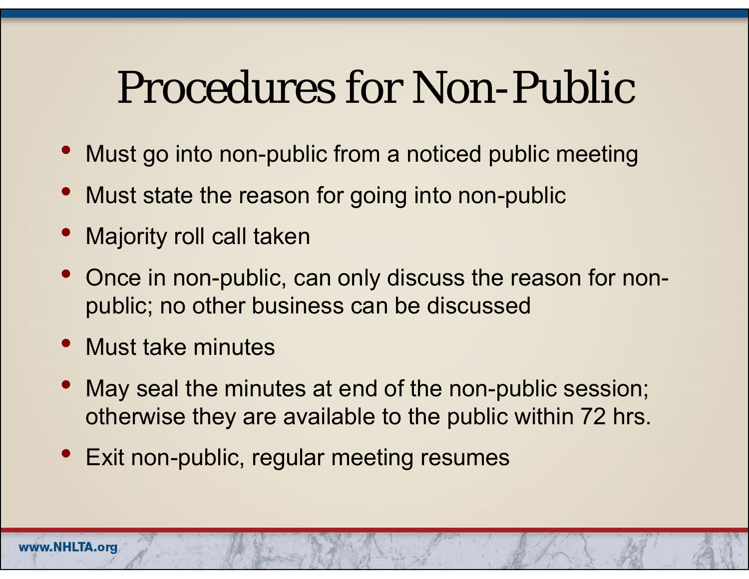# Procedures for Non-Public

- Must go into non-public from a noticed public meeting
- Must state the reason for going into non-public
- Majority roll call taken
- Once in non-public, can only discuss the reason for non-public; no other business can be discussed
- Must take minutes
- May seal the minutes at end of the non-public session; otherwise they are available to the public within 72 hrs.
- Exit non-public, regular meeting resumes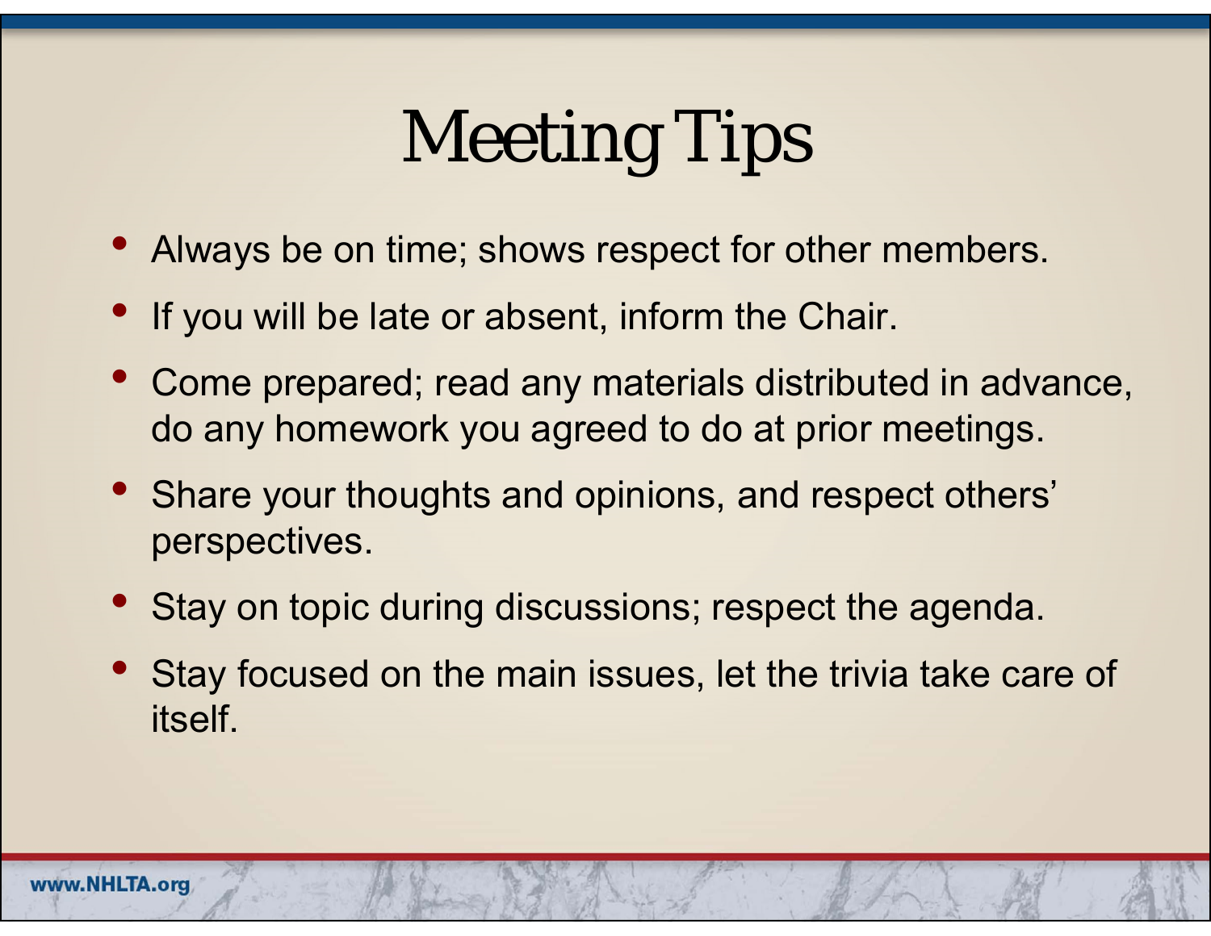# Meeting Tips

- Always be on time; shows respect for other members.
- If you will be late or absent, inform the Chair.
- Come prepared; read any materials distributed in advance, do any homework you agreed to do at prior meetings.
- Share your thoughts and opinions, and respect others' perspectives.
- Stay on topic during discussions; respect the agenda.
- Stay focused on the main issues, let the trivia take care of itself.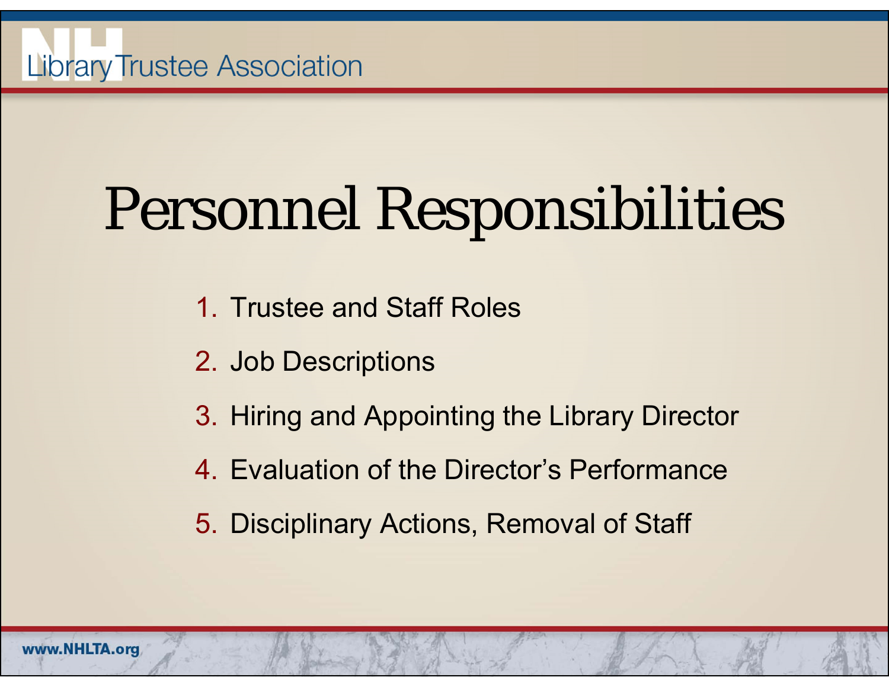# Personnel Responsibilities

1. Trustee and Staff Roles
2. Job Descriptions
3. Hiring and Appointing the Library Director
4. Evaluation of the Director's Performance
5. Disciplinary Actions, Removal of Staff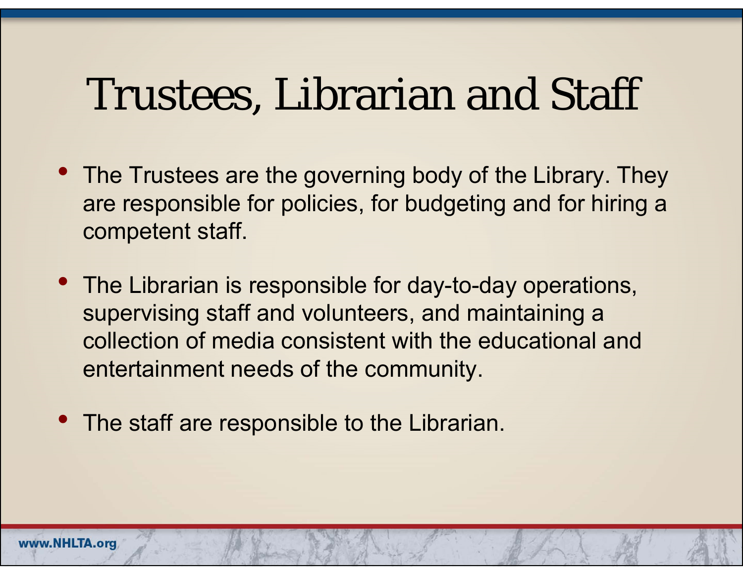# Trustees, Librarian and Staff

- The Trustees are the governing body of the Library. They are responsible for policies, for budgeting and for hiring a competent staff.
- The Librarian is responsible for day-to-day operations, supervising staff and volunteers, and maintaining a collection of media consistent with the educational and entertainment needs of the community.
- The staff are responsible to the Librarian.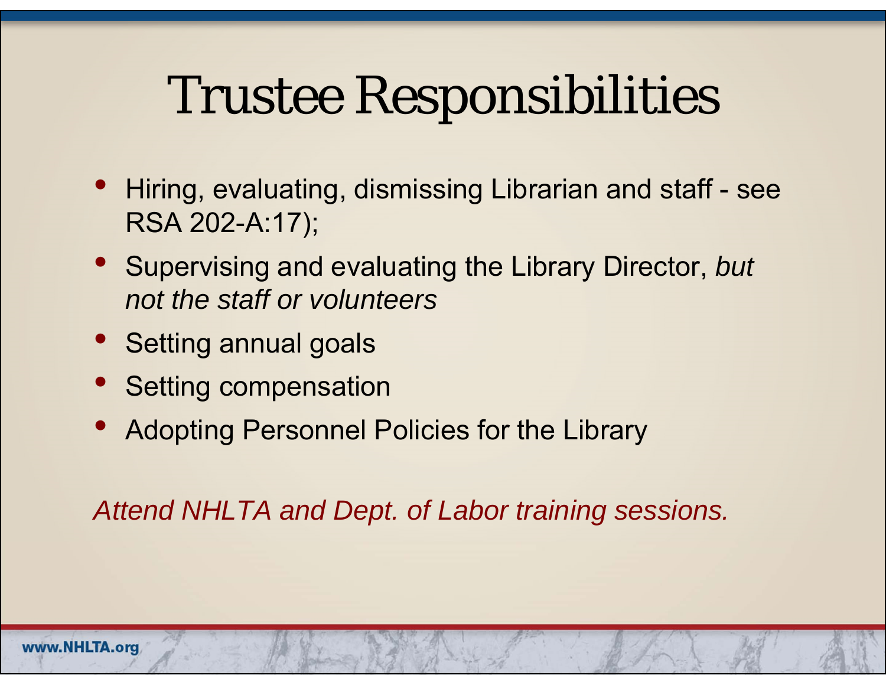# Trustee Responsibilities

- Hiring, evaluating, dismissing Librarian and staff - see RSA 202-A:17);
- Supervising and evaluating the Library Director, *but not the staff or volunteers*
- Setting annual goals
- Setting compensation
- Adopting Personnel Policies for the Library

*Attend NHLTA and Dept. of Labor training sessions.*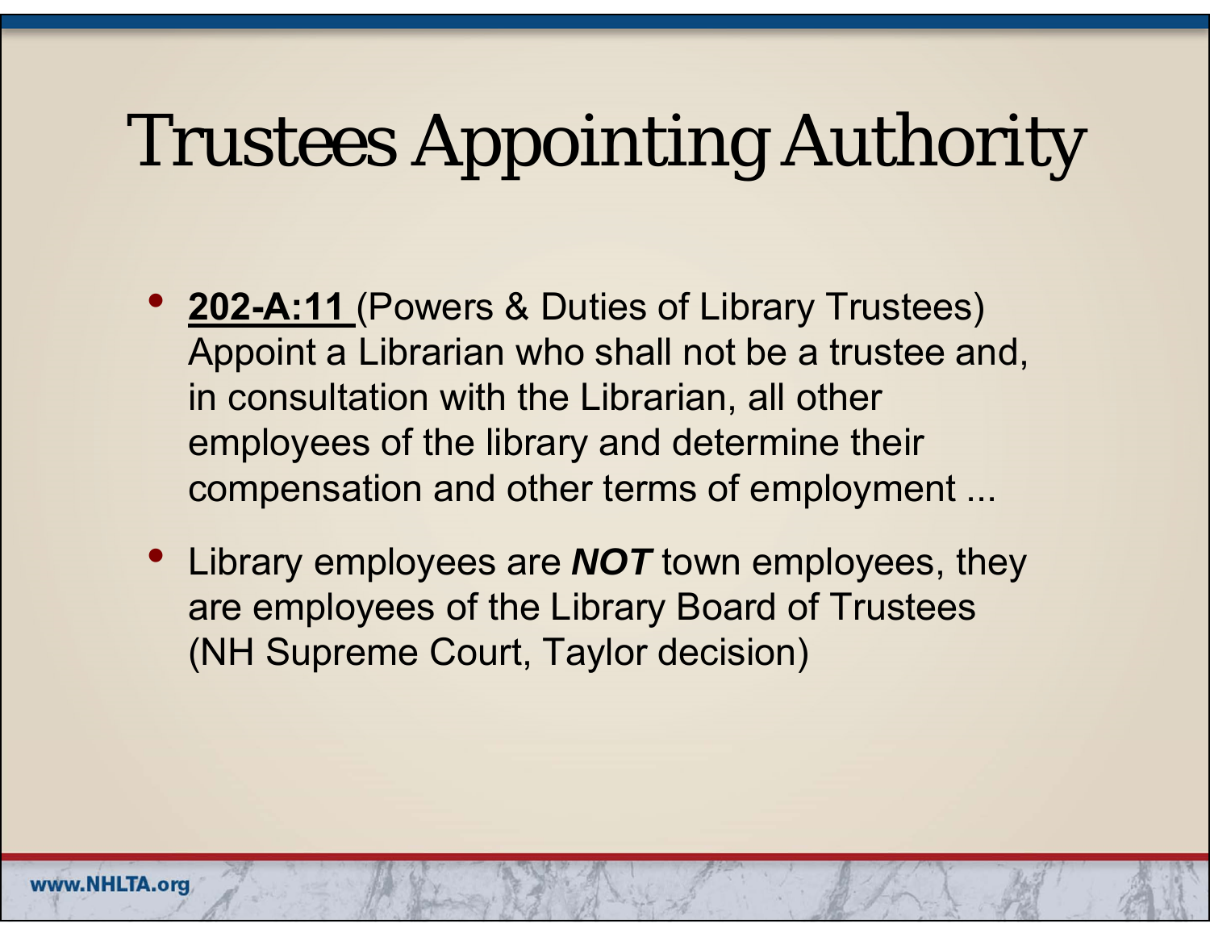# Trustees Appointing Authority

- **202-A:11** (Powers & Duties of Library Trustees) Appoint a Librarian who shall not be a trustee and, in consultation with the Librarian, all other employees of the library and determine their compensation and other terms of employment ...
- Library employees are ***NOT*** town employees, they are employees of the Library Board of Trustees (NH Supreme Court, Taylor decision)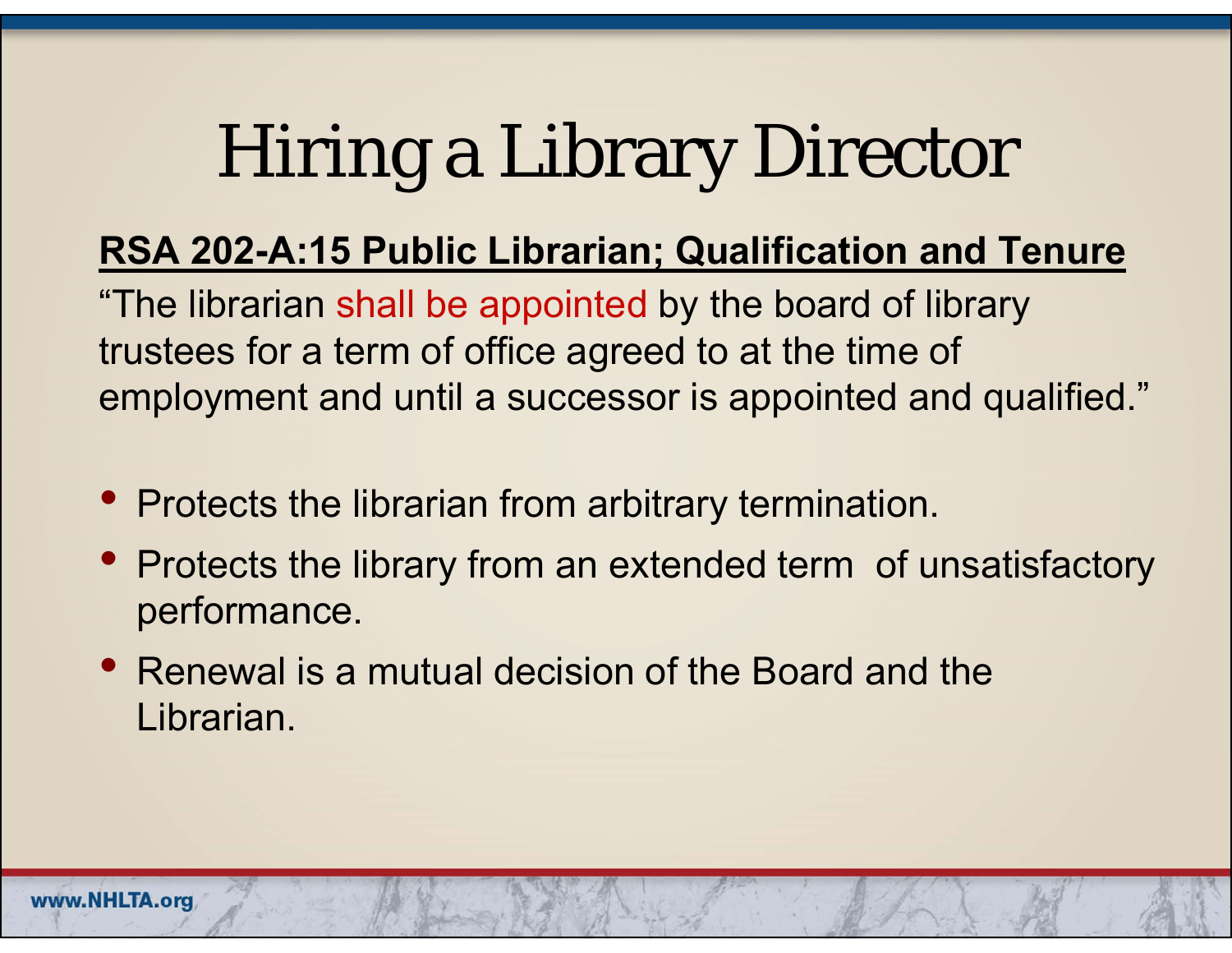# Hiring a Library Director

**RSA 202-A:15 Public Librarian; Qualification and Tenure**

"The librarian shall be appointed by the board of library trustees for a term of office agreed to at the time of employment and until a successor is appointed and qualified."

- Protects the librarian from arbitrary termination.
- Protects the library from an extended term of unsatisfactory performance.
- Renewal is a mutual decision of the Board and the Librarian.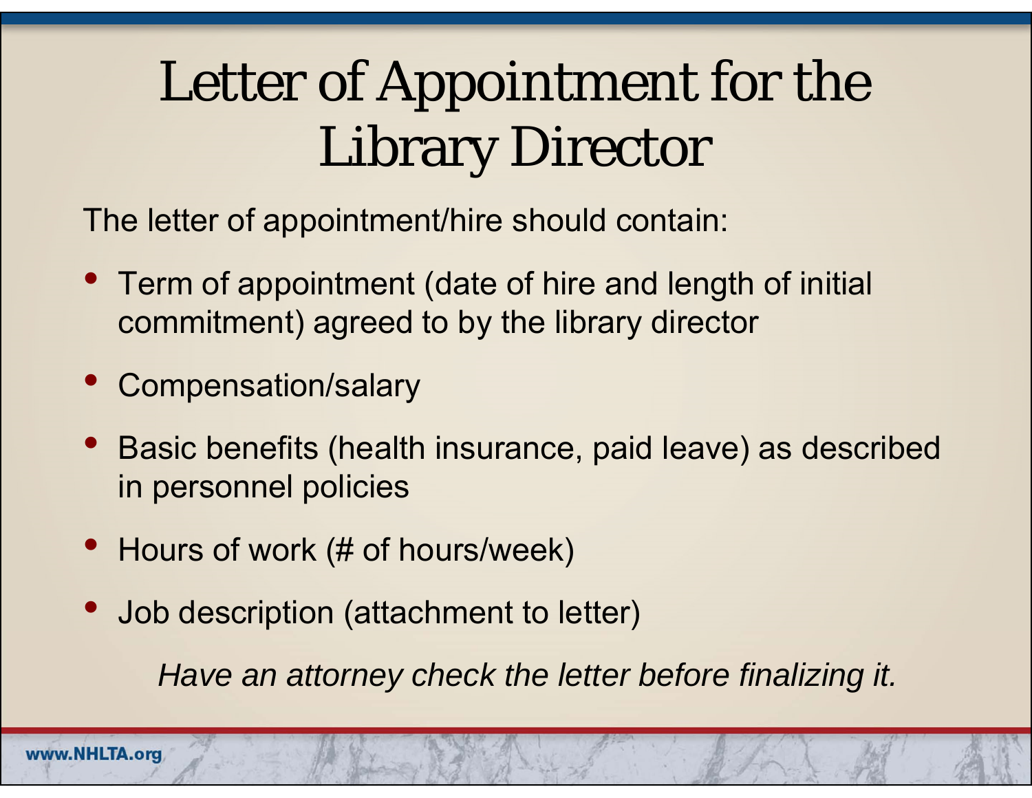# Letter of Appointment for the Library Director

The letter of appointment/hire should contain:

- Term of appointment (date of hire and length of initial commitment) agreed to by the library director
- Compensation/salary
- Basic benefits (health insurance, paid leave) as described in personnel policies
- Hours of work (# of hours/week)
- Job description (attachment to letter)

*Have an attorney check the letter before finalizing it.*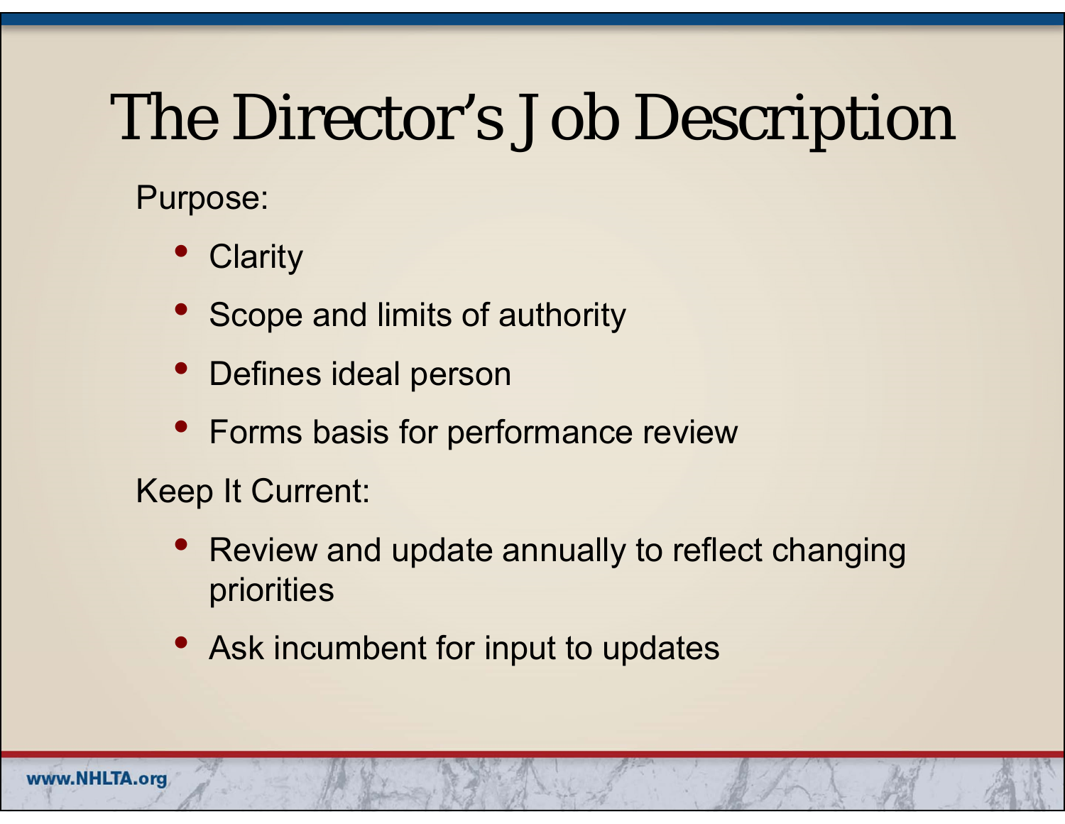# The Director's Job Description

Purpose:

- Clarity
- Scope and limits of authority
- Defines ideal person
- Forms basis for performance review

Keep It Current:

- Review and update annually to reflect changing priorities
- Ask incumbent for input to updates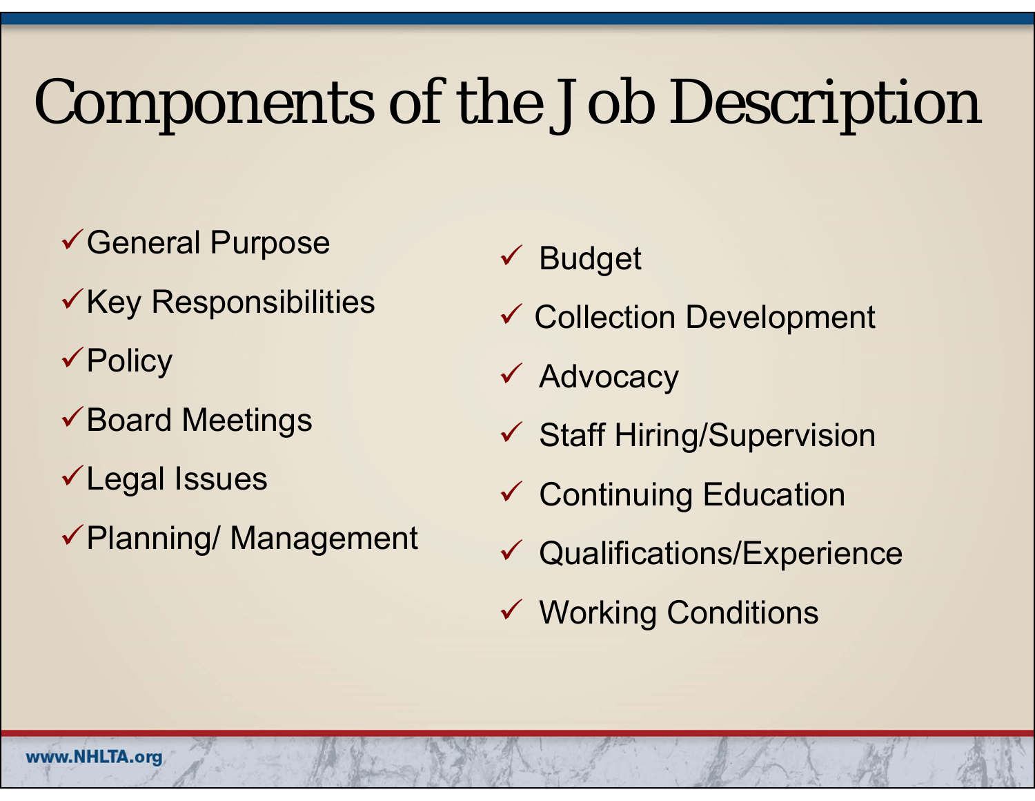# Components of the Job Description

- ✓General Purpose
- ✓Key Responsibilities
- ✓Policy
- ✓Board Meetings
- ✓Legal Issues
- ✓Planning/ Management
- ✓ Budget
- ✓ Collection Development
- ✓ Advocacy
- ✓ Staff Hiring/Supervision
- ✓ Continuing Education
- ✓ Qualifications/Experience
- ✓ Working Conditions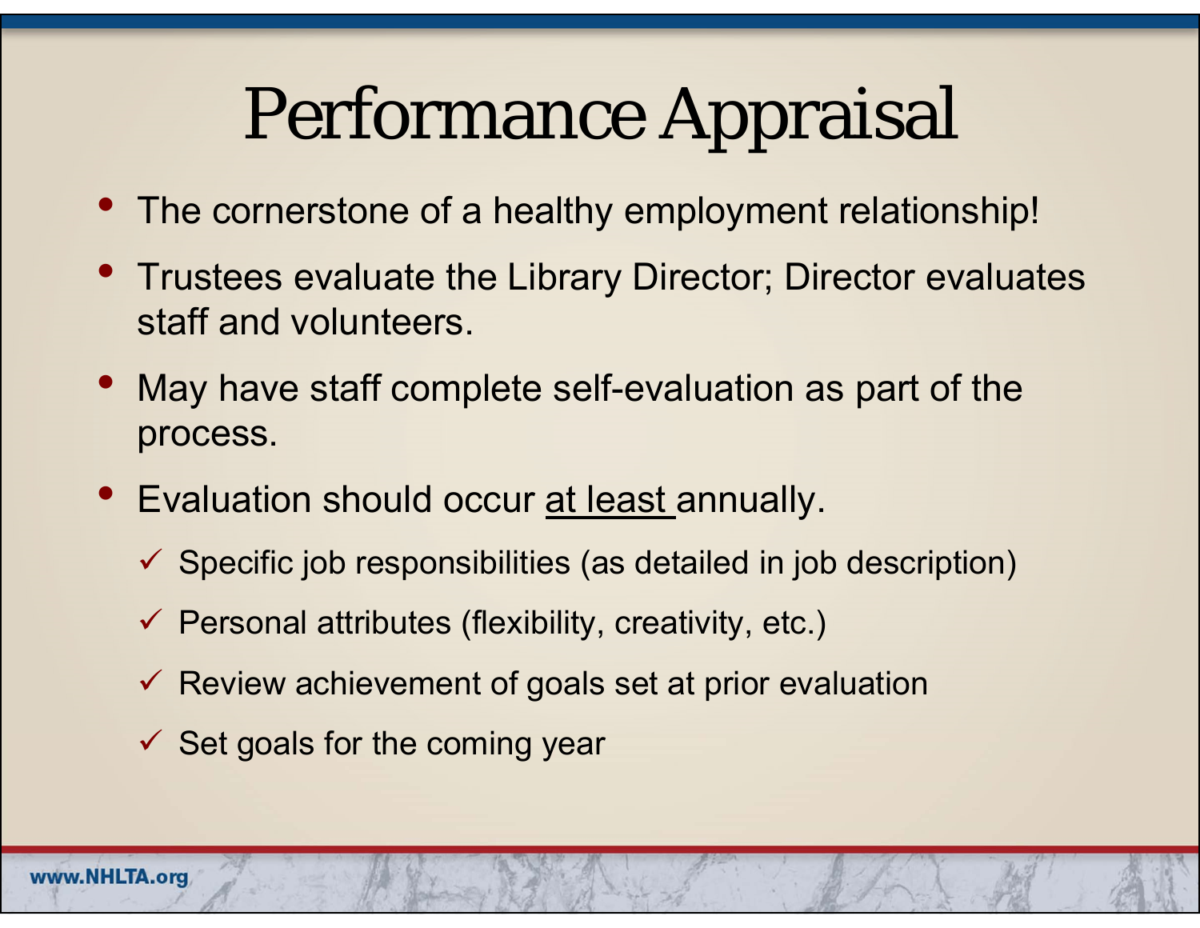# Performance Appraisal

- The cornerstone of a healthy employment relationship!
- Trustees evaluate the Library Director; Director evaluates staff and volunteers.
- May have staff complete self-evaluation as part of the process.
- Evaluation should occur <u>at least</u> annually.
  - ✓ Specific job responsibilities (as detailed in job description)
  - ✓ Personal attributes (flexibility, creativity, etc.)
  - ✓ Review achievement of goals set at prior evaluation
  - ✓ Set goals for the coming year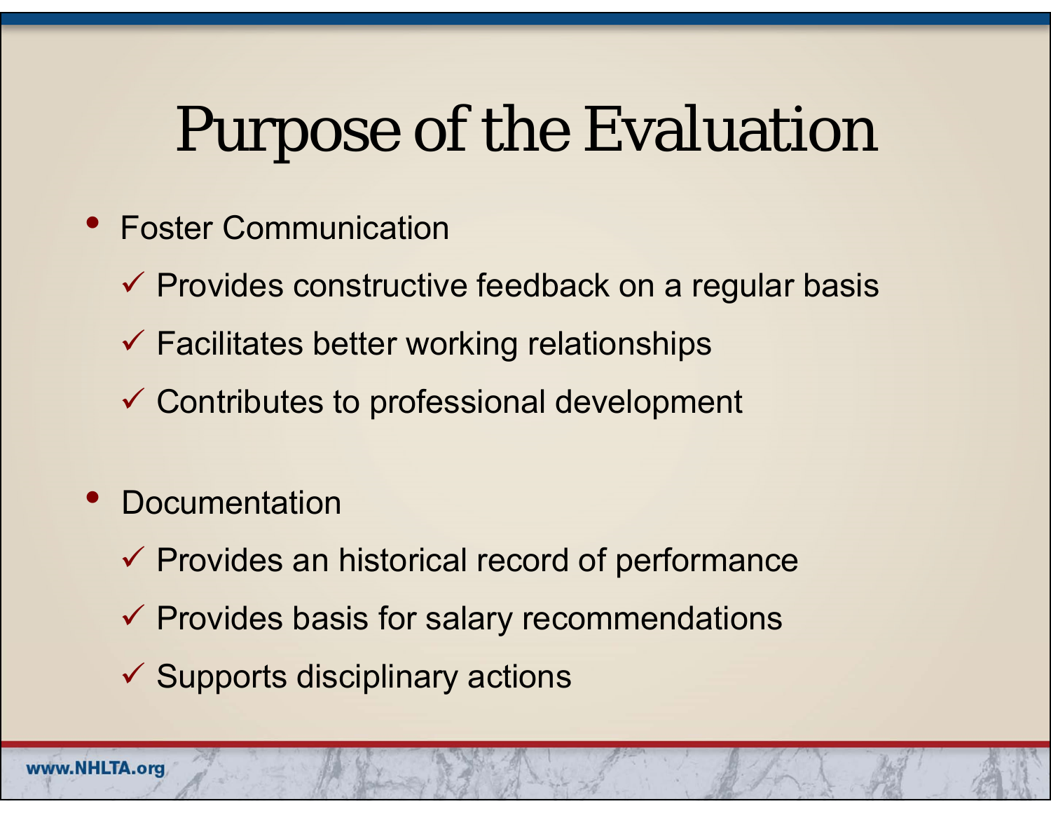# Purpose of the Evaluation

- Foster Communication
  - ✓ Provides constructive feedback on a regular basis
  - ✓ Facilitates better working relationships
  - ✓ Contributes to professional development
- Documentation
  - ✓ Provides an historical record of performance
  - ✓ Provides basis for salary recommendations
  - ✓ Supports disciplinary actions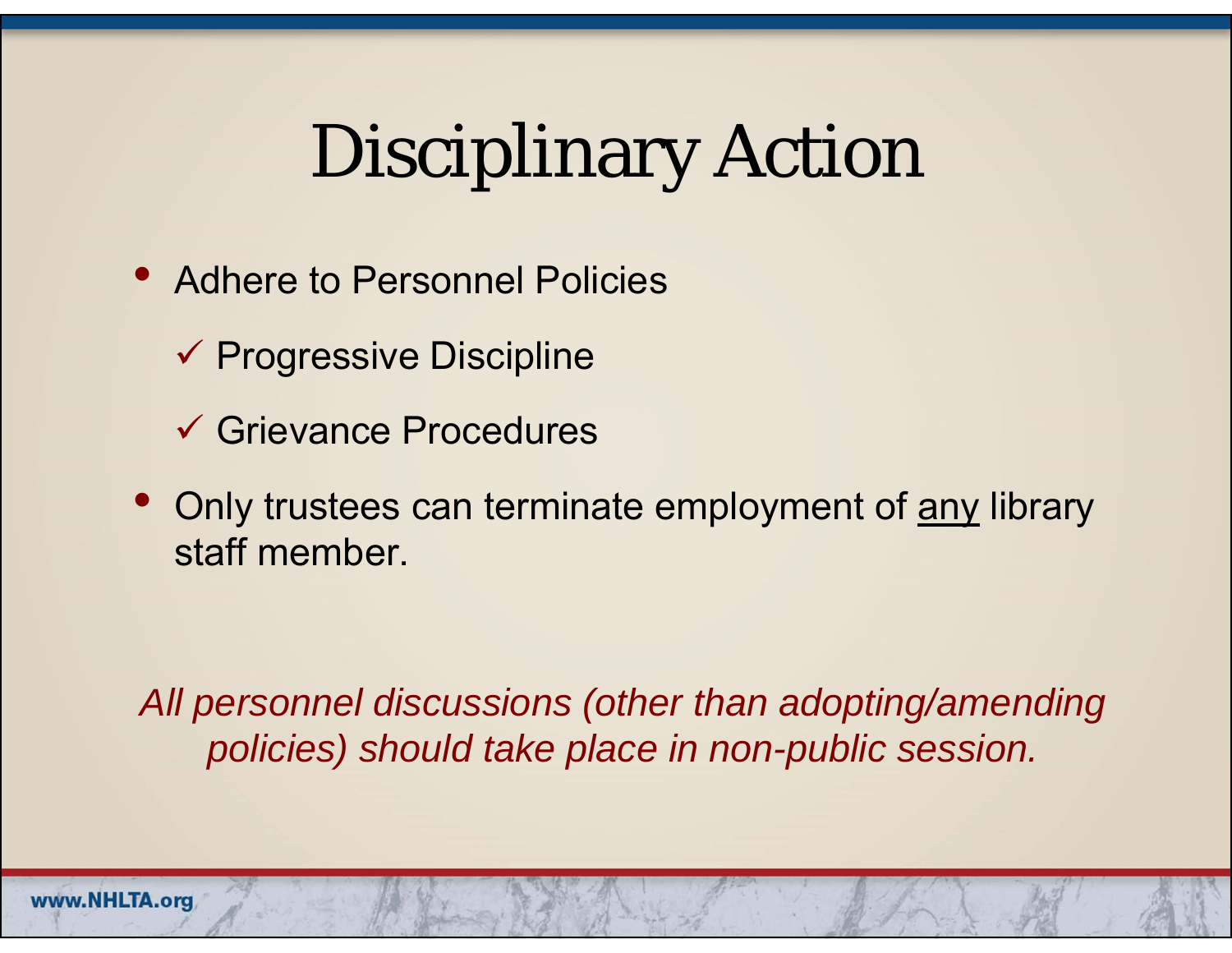# Disciplinary Action

- Adhere to Personnel Policies
  - ✓ Progressive Discipline
  - ✓ Grievance Procedures
- Only trustees can terminate employment of <u>any</u> library staff member.

*All personnel discussions (other than adopting/amending policies) should take place in non-public session.*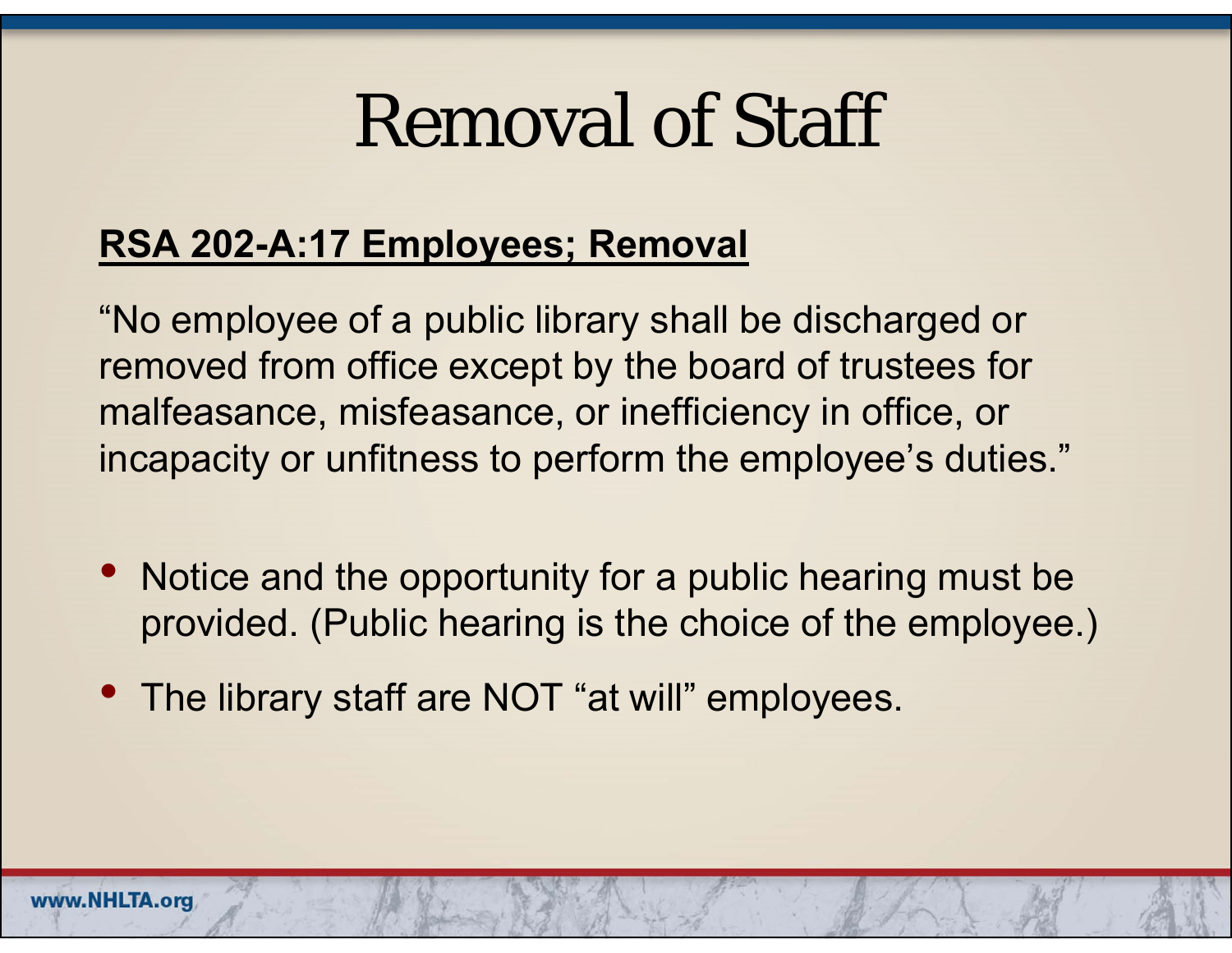# Removal of Staff

**RSA 202-A:17 Employees; Removal**

"No employee of a public library shall be discharged or removed from office except by the board of trustees for malfeasance, misfeasance, or inefficiency in office, or incapacity or unfitness to perform the employee's duties."

- Notice and the opportunity for a public hearing must be provided. (Public hearing is the choice of the employee.)
- The library staff are NOT "at will" employees.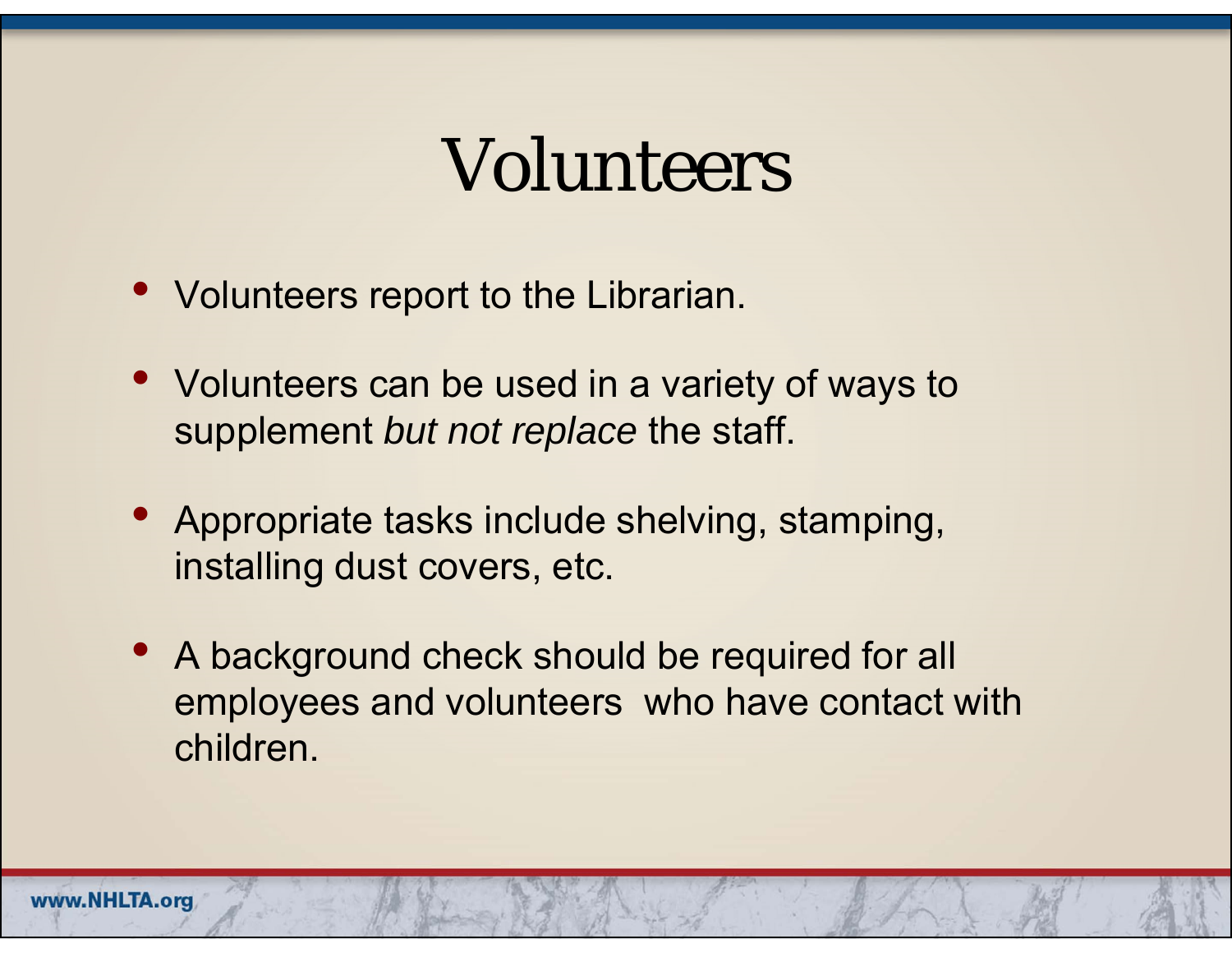# Volunteers

- Volunteers report to the Librarian.
- Volunteers can be used in a variety of ways to supplement *but not replace* the staff.
- Appropriate tasks include shelving, stamping, installing dust covers, etc.
- A background check should be required for all employees and volunteers who have contact with children.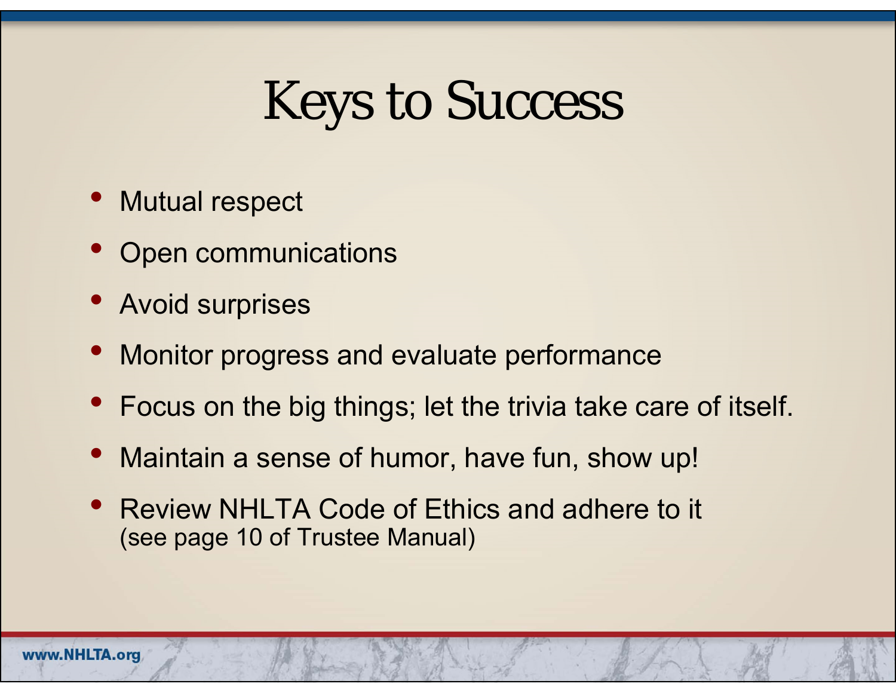# Keys to Success

- Mutual respect
- Open communications
- Avoid surprises
- Monitor progress and evaluate performance
- Focus on the big things; let the trivia take care of itself.
- Maintain a sense of humor, have fun, show up!
- Review NHLTA Code of Ethics and adhere to it (see page 10 of Trustee Manual)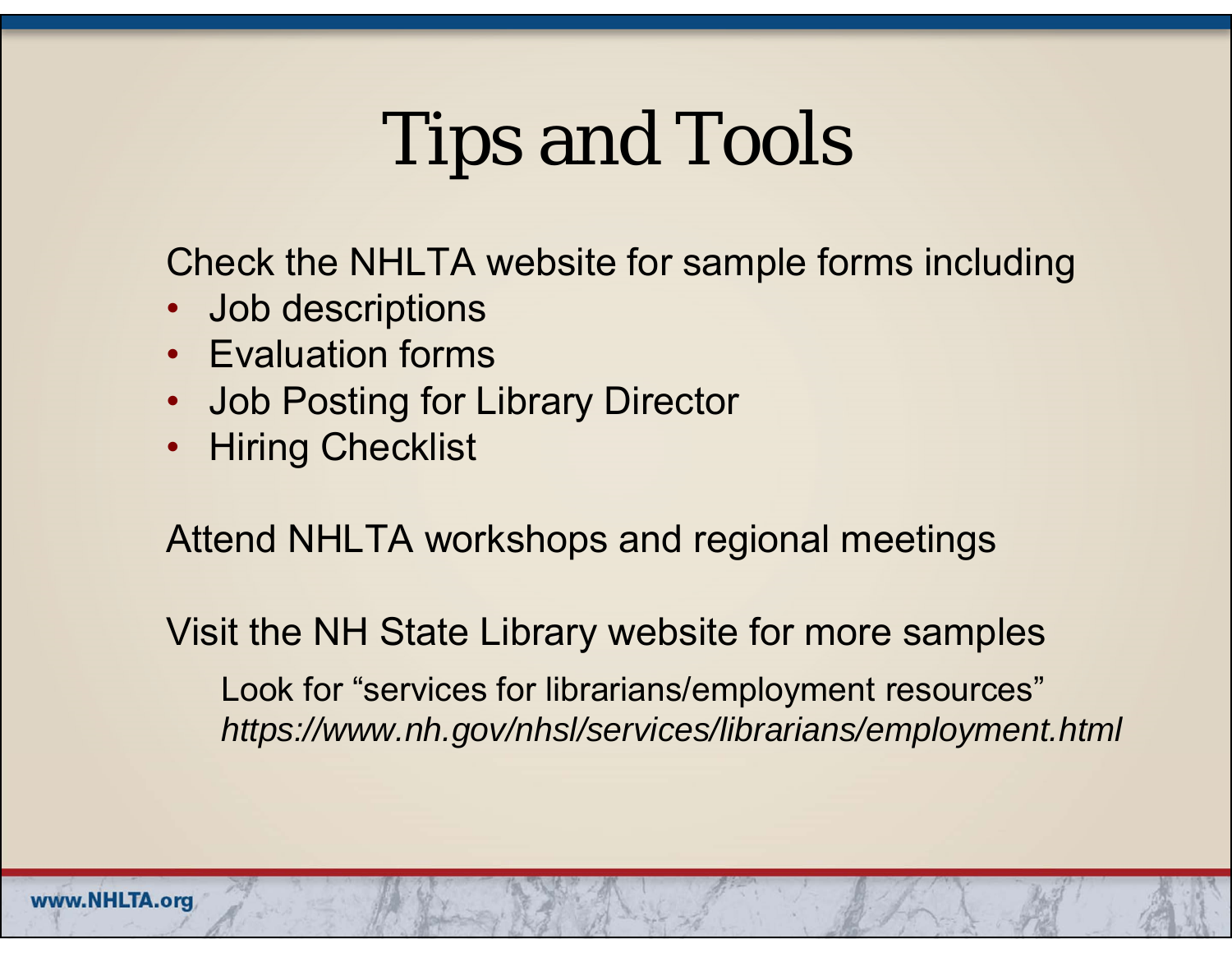# Tips and Tools

Check the NHLTA website for sample forms including

- Job descriptions
- Evaluation forms
- Job Posting for Library Director
- Hiring Checklist

Attend NHLTA workshops and regional meetings

Visit the NH State Library website for more samples

Look for “services for librarians/employment resources”
*https://www.nh.gov/nhsl/services/librarians/employment.html*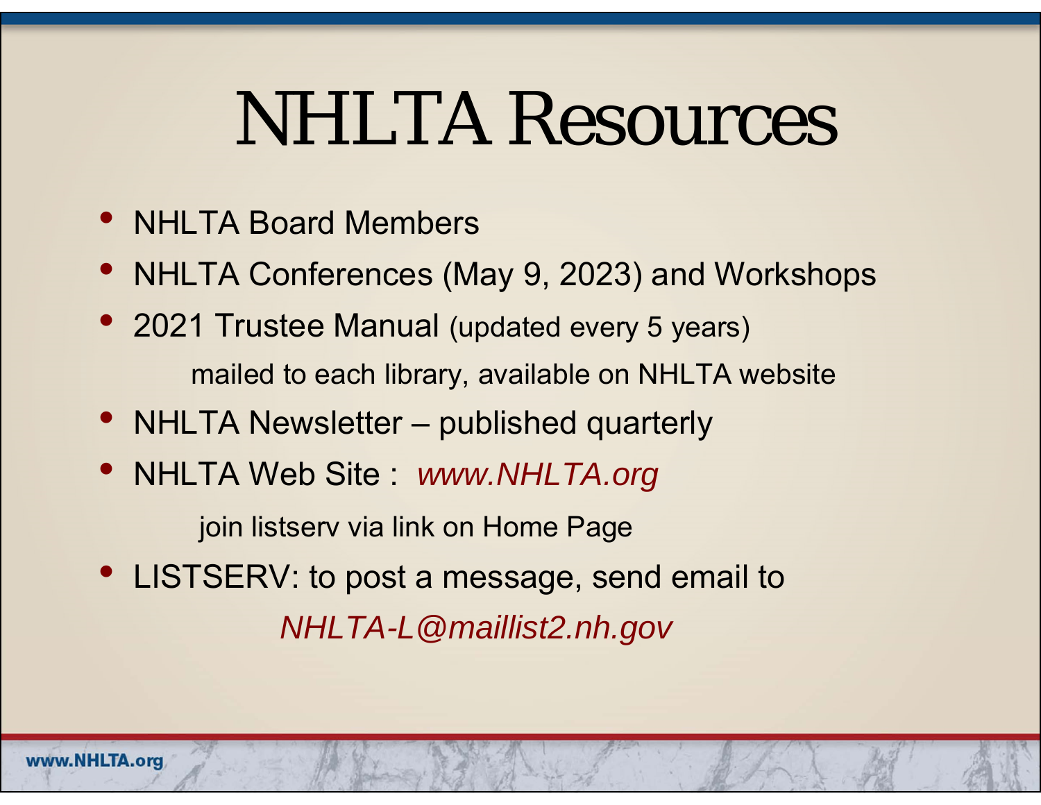# NHLTA Resources

- NHLTA Board Members
- NHLTA Conferences (May 9, 2023) and Workshops
- 2021 Trustee Manual (updated every 5 years)

  mailed to each library, available on NHLTA website
- NHLTA Newsletter – published quarterly
- NHLTA Web Site : *www.NHLTA.org*

  join listserv via link on Home Page
- LISTSERV: to post a message, send email to

  *NHLTA-L@maillist2.nh.gov*